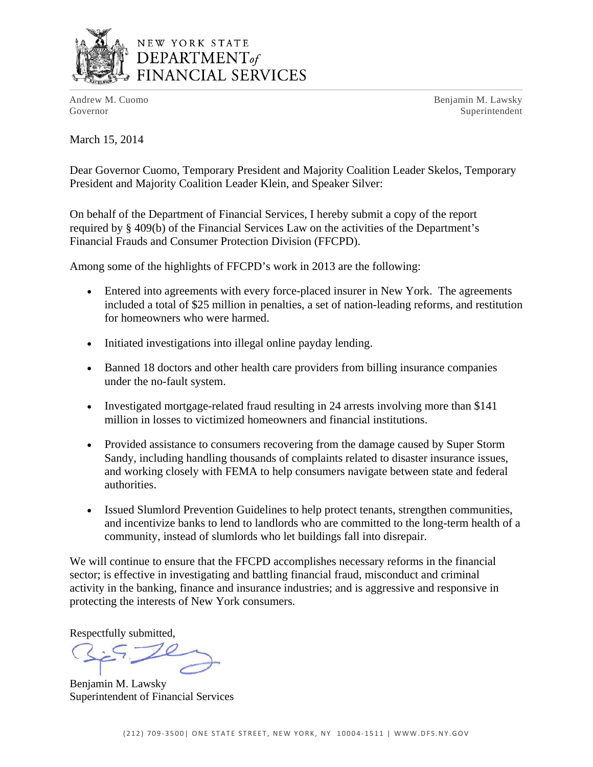NEW YORK STATE
DEPARTMENT *of*
FINANCIAL SERVICES

Andrew M. Cuomo
Governor

Benjamin M. Lawsky
Superintendent

March 15, 2014

Dear Governor Cuomo, Temporary President and Majority Coalition Leader Skelos, Temporary President and Majority Coalition Leader Klein, and Speaker Silver:

On behalf of the Department of Financial Services, I hereby submit a copy of the report required by § 409(b) of the Financial Services Law on the activities of the Department's Financial Frauds and Consumer Protection Division (FFCPD).

Among some of the highlights of FFCPD's work in 2013 are the following:

- Entered into agreements with every force-placed insurer in New York. The agreements included a total of $25 million in penalties, a set of nation-leading reforms, and restitution for homeowners who were harmed.
- Initiated investigations into illegal online payday lending.
- Banned 18 doctors and other health care providers from billing insurance companies under the no-fault system.
- Investigated mortgage-related fraud resulting in 24 arrests involving more than $141 million in losses to victimized homeowners and financial institutions.
- Provided assistance to consumers recovering from the damage caused by Super Storm Sandy, including handling thousands of complaints related to disaster insurance issues, and working closely with FEMA to help consumers navigate between state and federal authorities.
- Issued Slumlord Prevention Guidelines to help protect tenants, strengthen communities, and incentivize banks to lend to landlords who are committed to the long-term health of a community, instead of slumlords who let buildings fall into disrepair.

We will continue to ensure that the FFCPD accomplishes necessary reforms in the financial sector; is effective in investigating and battling financial fraud, misconduct and criminal activity in the banking, finance and insurance industries; and is aggressive and responsive in protecting the interests of New York consumers.

Respectfully submitted,

Benjamin M. Lawsky
Superintendent of Financial Services

(212) 709-3500 | ONE STATE STREET, NEW YORK, NY 10004-1511 | WWW.DFS.NY.GOV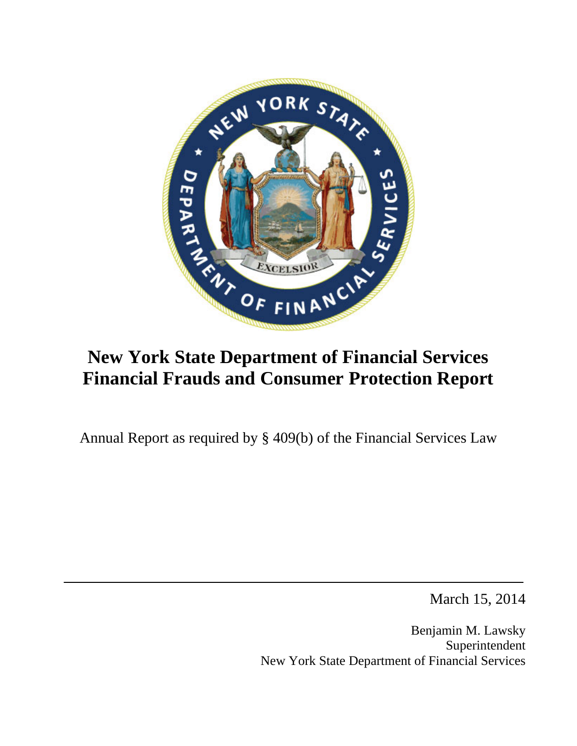# New York State Department of Financial Services Financial Frauds and Consumer Protection Report

Annual Report as required by § 409(b) of the Financial Services Law

---

March 15, 2014

Benjamin M. Lawsky
Superintendent
New York State Department of Financial Services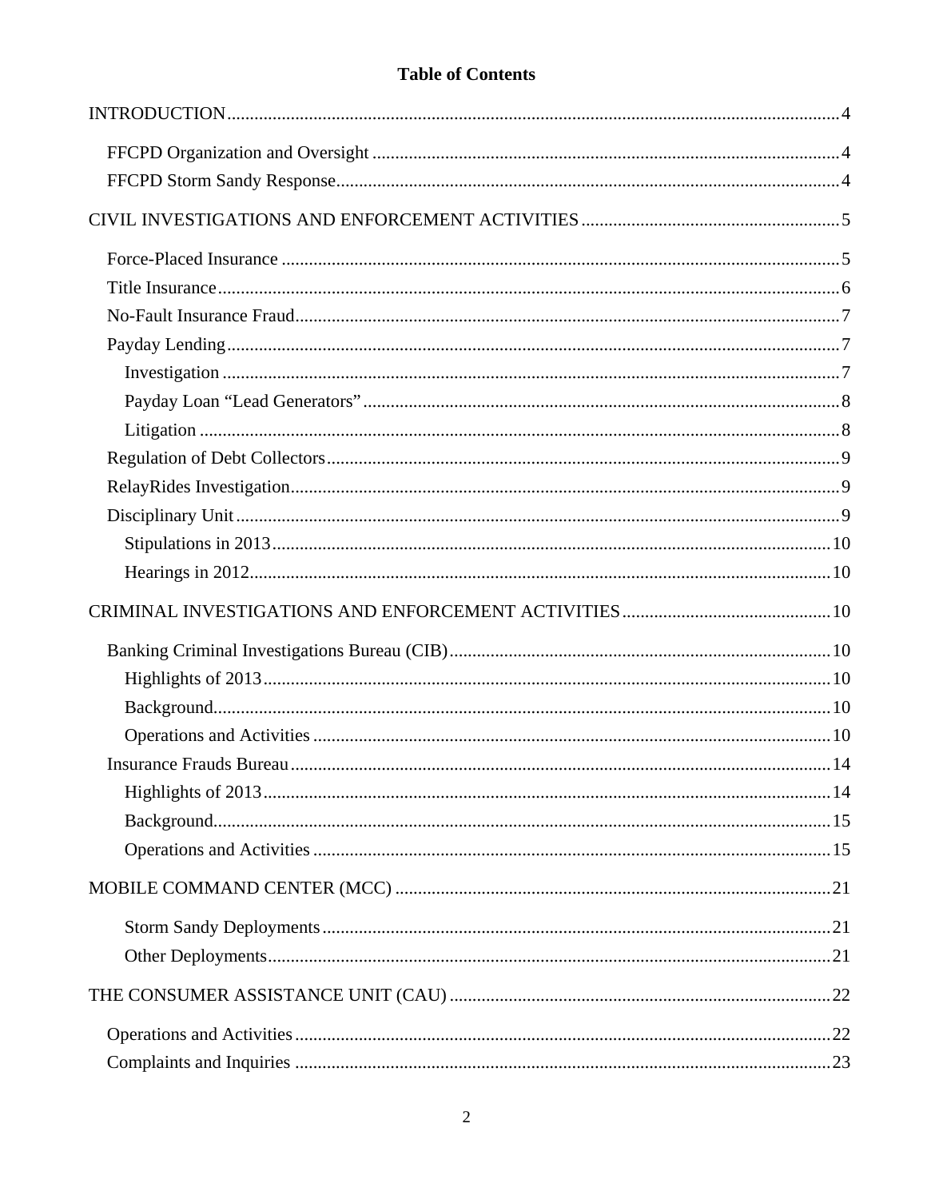# Table of Contents

INTRODUCTION .......... 4

- FFCPD Organization and Oversight .......... 4
- FFCPD Storm Sandy Response .......... 4

CIVIL INVESTIGATIONS AND ENFORCEMENT ACTIVITIES .......... 5

- Force-Placed Insurance .......... 5
- Title Insurance .......... 6
- No-Fault Insurance Fraud .......... 7
- Payday Lending .......... 7
  - Investigation .......... 7
  - Payday Loan "Lead Generators" .......... 8
  - Litigation .......... 8
- Regulation of Debt Collectors .......... 9
- RelayRides Investigation .......... 9
- Disciplinary Unit .......... 9
  - Stipulations in 2013 .......... 10
  - Hearings in 2012 .......... 10

CRIMINAL INVESTIGATIONS AND ENFORCEMENT ACTIVITIES .......... 10

- Banking Criminal Investigations Bureau (CIB) .......... 10
  - Highlights of 2013 .......... 10
  - Background .......... 10
  - Operations and Activities .......... 10
- Insurance Frauds Bureau .......... 14
  - Highlights of 2013 .......... 14
  - Background .......... 15
  - Operations and Activities .......... 15

MOBILE COMMAND CENTER (MCC) .......... 21

- Storm Sandy Deployments .......... 21
- Other Deployments .......... 21

THE CONSUMER ASSISTANCE UNIT (CAU) .......... 22

- Operations and Activities .......... 22
- Complaints and Inquiries .......... 23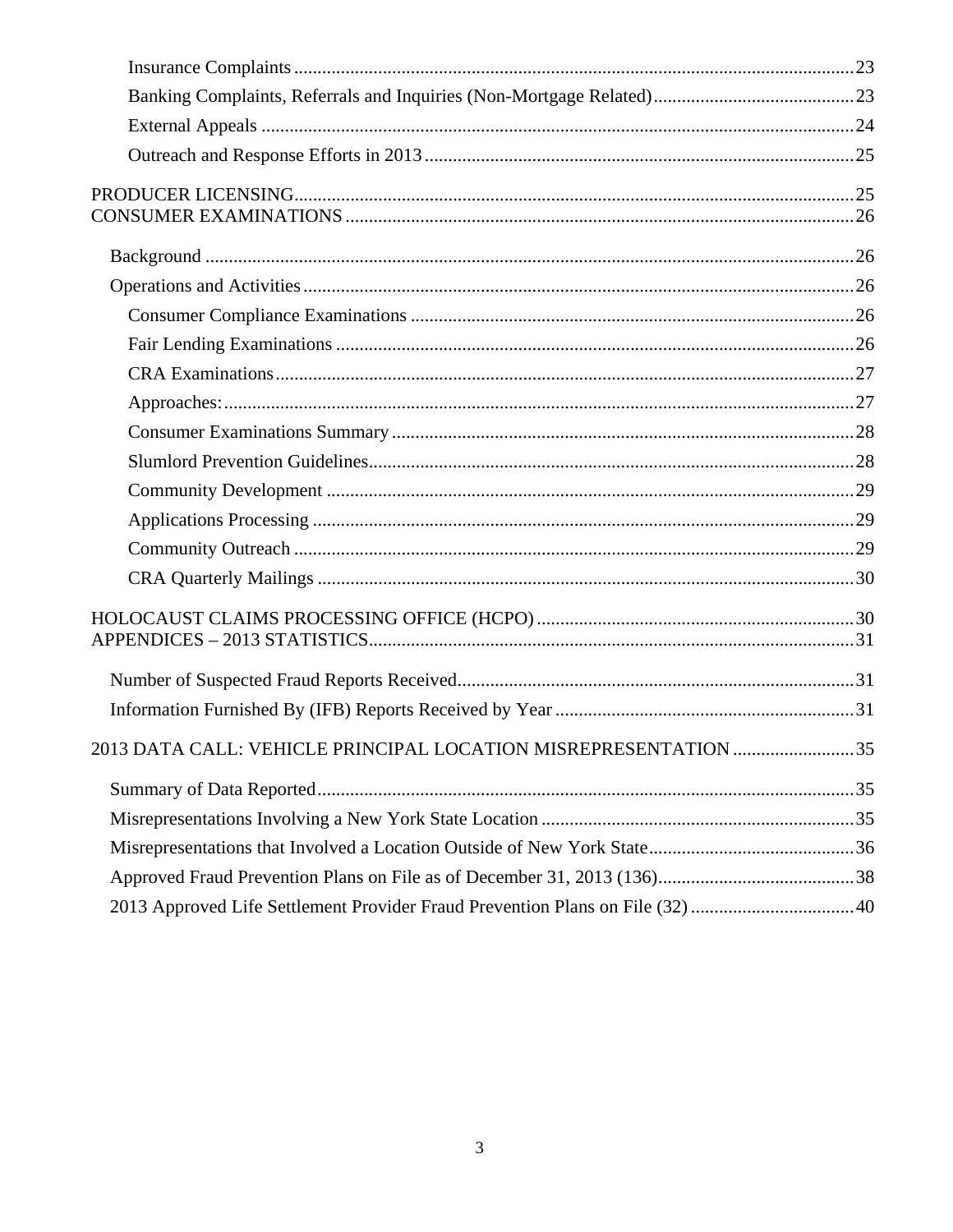Insurance Complaints ........................................................................................................ 23
Banking Complaints, Referrals and Inquiries (Non-Mortgage Related) ........................................... 23
External Appeals ............................................................................................................. 24
Outreach and Response Efforts in 2013 ........................................................................................ 25

PRODUCER LICENSING ....................................................................................................... 25
CONSUMER EXAMINATIONS ............................................................................................ 26

Background .......................................................................................................................... 26
Operations and Activities ..................................................................................................... 26
Consumer Compliance Examinations .............................................................................. 26
Fair Lending Examinations .............................................................................................. 26
CRA Examinations ........................................................................................................... 27
Approaches: ...................................................................................................................... 27
Consumer Examinations Summary .................................................................................. 28
Slumlord Prevention Guidelines ....................................................................................... 28
Community Development ................................................................................................ 29
Applications Processing ................................................................................................... 29
Community Outreach ....................................................................................................... 29
CRA Quarterly Mailings .................................................................................................. 30

HOLOCAUST CLAIMS PROCESSING OFFICE (HCPO) ................................................... 30
APPENDICES – 2013 STATISTICS ....................................................................................... 31

Number of Suspected Fraud Reports Received .................................................................... 31
Information Furnished By (IFB) Reports Received by Year ............................................... 31

2013 DATA CALL: VEHICLE PRINCIPAL LOCATION MISREPRESENTATION .......................... 35

Summary of Data Reported .................................................................................................. 35
Misrepresentations Involving a New York State Location .................................................. 35
Misrepresentations that Involved a Location Outside of New York State ............................ 36
Approved Fraud Prevention Plans on File as of December 31, 2013 (136) .......................... 38
2013 Approved Life Settlement Provider Fraud Prevention Plans on File (32) ................... 40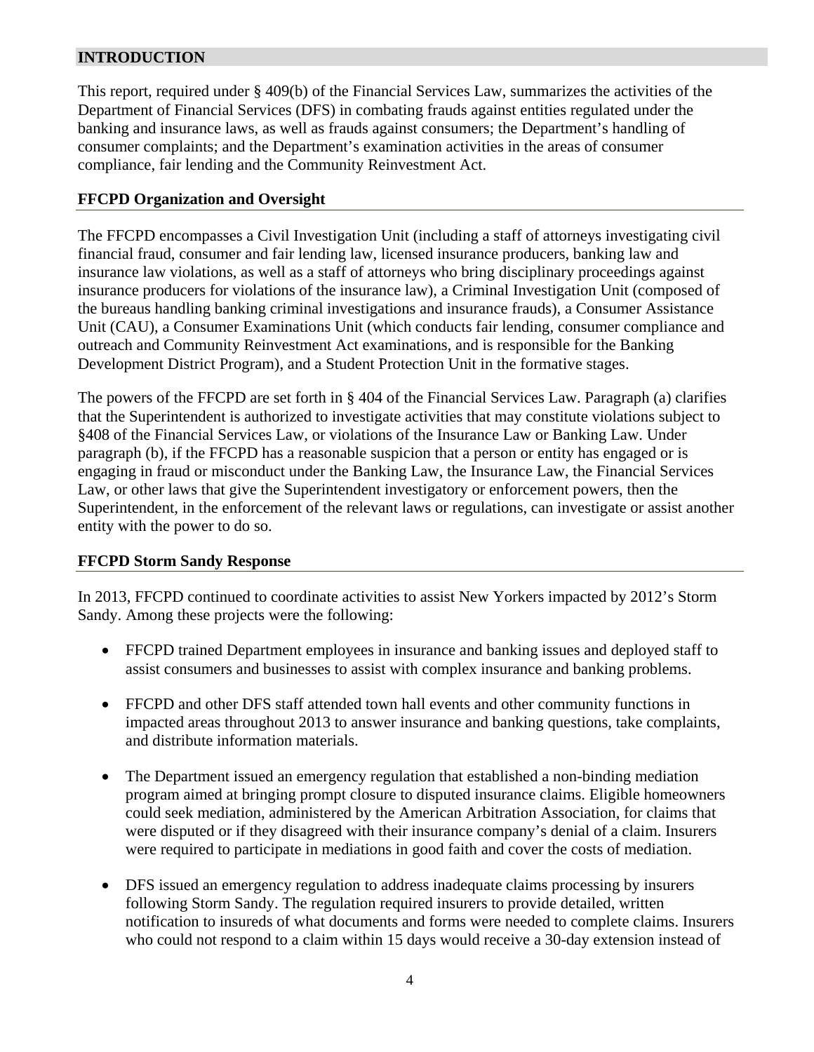## INTRODUCTION

This report, required under § 409(b) of the Financial Services Law, summarizes the activities of the Department of Financial Services (DFS) in combating frauds against entities regulated under the banking and insurance laws, as well as frauds against consumers; the Department's handling of consumer complaints; and the Department's examination activities in the areas of consumer compliance, fair lending and the Community Reinvestment Act.

### FFCPD Organization and Oversight

The FFCPD encompasses a Civil Investigation Unit (including a staff of attorneys investigating civil financial fraud, consumer and fair lending law, licensed insurance producers, banking law and insurance law violations, as well as a staff of attorneys who bring disciplinary proceedings against insurance producers for violations of the insurance law), a Criminal Investigation Unit (composed of the bureaus handling banking criminal investigations and insurance frauds), a Consumer Assistance Unit (CAU), a Consumer Examinations Unit (which conducts fair lending, consumer compliance and outreach and Community Reinvestment Act examinations, and is responsible for the Banking Development District Program), and a Student Protection Unit in the formative stages.

The powers of the FFCPD are set forth in § 404 of the Financial Services Law. Paragraph (a) clarifies that the Superintendent is authorized to investigate activities that may constitute violations subject to §408 of the Financial Services Law, or violations of the Insurance Law or Banking Law. Under paragraph (b), if the FFCPD has a reasonable suspicion that a person or entity has engaged or is engaging in fraud or misconduct under the Banking Law, the Insurance Law, the Financial Services Law, or other laws that give the Superintendent investigatory or enforcement powers, then the Superintendent, in the enforcement of the relevant laws or regulations, can investigate or assist another entity with the power to do so.

### FFCPD Storm Sandy Response

In 2013, FFCPD continued to coordinate activities to assist New Yorkers impacted by 2012's Storm Sandy. Among these projects were the following:

- FFCPD trained Department employees in insurance and banking issues and deployed staff to assist consumers and businesses to assist with complex insurance and banking problems.
- FFCPD and other DFS staff attended town hall events and other community functions in impacted areas throughout 2013 to answer insurance and banking questions, take complaints, and distribute information materials.
- The Department issued an emergency regulation that established a non-binding mediation program aimed at bringing prompt closure to disputed insurance claims. Eligible homeowners could seek mediation, administered by the American Arbitration Association, for claims that were disputed or if they disagreed with their insurance company's denial of a claim. Insurers were required to participate in mediations in good faith and cover the costs of mediation.
- DFS issued an emergency regulation to address inadequate claims processing by insurers following Storm Sandy. The regulation required insurers to provide detailed, written notification to insureds of what documents and forms were needed to complete claims. Insurers who could not respond to a claim within 15 days would receive a 30-day extension instead of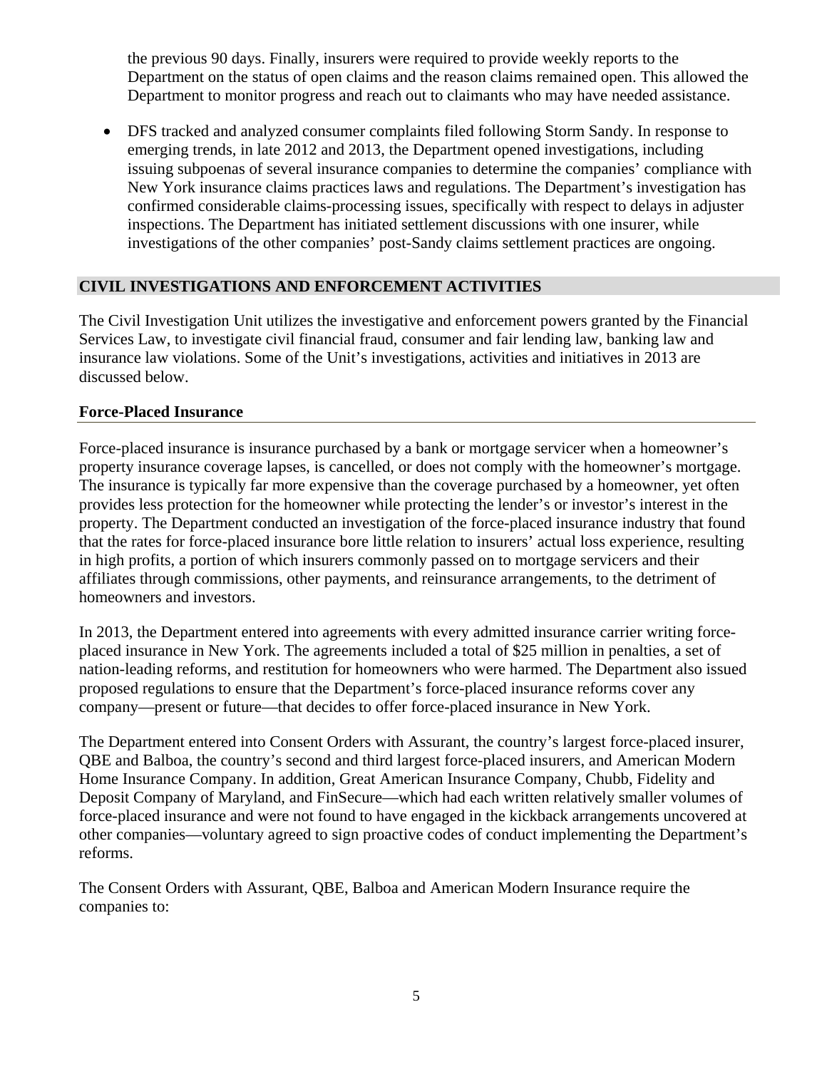the previous 90 days. Finally, insurers were required to provide weekly reports to the Department on the status of open claims and the reason claims remained open. This allowed the Department to monitor progress and reach out to claimants who may have needed assistance.

- DFS tracked and analyzed consumer complaints filed following Storm Sandy. In response to emerging trends, in late 2012 and 2013, the Department opened investigations, including issuing subpoenas of several insurance companies to determine the companies' compliance with New York insurance claims practices laws and regulations. The Department's investigation has confirmed considerable claims-processing issues, specifically with respect to delays in adjuster inspections. The Department has initiated settlement discussions with one insurer, while investigations of the other companies' post-Sandy claims settlement practices are ongoing.

## CIVIL INVESTIGATIONS AND ENFORCEMENT ACTIVITIES

The Civil Investigation Unit utilizes the investigative and enforcement powers granted by the Financial Services Law, to investigate civil financial fraud, consumer and fair lending law, banking law and insurance law violations. Some of the Unit's investigations, activities and initiatives in 2013 are discussed below.

### Force-Placed Insurance

Force-placed insurance is insurance purchased by a bank or mortgage servicer when a homeowner's property insurance coverage lapses, is cancelled, or does not comply with the homeowner's mortgage. The insurance is typically far more expensive than the coverage purchased by a homeowner, yet often provides less protection for the homeowner while protecting the lender's or investor's interest in the property. The Department conducted an investigation of the force-placed insurance industry that found that the rates for force-placed insurance bore little relation to insurers' actual loss experience, resulting in high profits, a portion of which insurers commonly passed on to mortgage servicers and their affiliates through commissions, other payments, and reinsurance arrangements, to the detriment of homeowners and investors.

In 2013, the Department entered into agreements with every admitted insurance carrier writing force-placed insurance in New York. The agreements included a total of $25 million in penalties, a set of nation-leading reforms, and restitution for homeowners who were harmed. The Department also issued proposed regulations to ensure that the Department's force-placed insurance reforms cover any company—present or future—that decides to offer force-placed insurance in New York.

The Department entered into Consent Orders with Assurant, the country's largest force-placed insurer, QBE and Balboa, the country's second and third largest force-placed insurers, and American Modern Home Insurance Company. In addition, Great American Insurance Company, Chubb, Fidelity and Deposit Company of Maryland, and FinSecure—which had each written relatively smaller volumes of force-placed insurance and were not found to have engaged in the kickback arrangements uncovered at other companies—voluntary agreed to sign proactive codes of conduct implementing the Department's reforms.

The Consent Orders with Assurant, QBE, Balboa and American Modern Insurance require the companies to: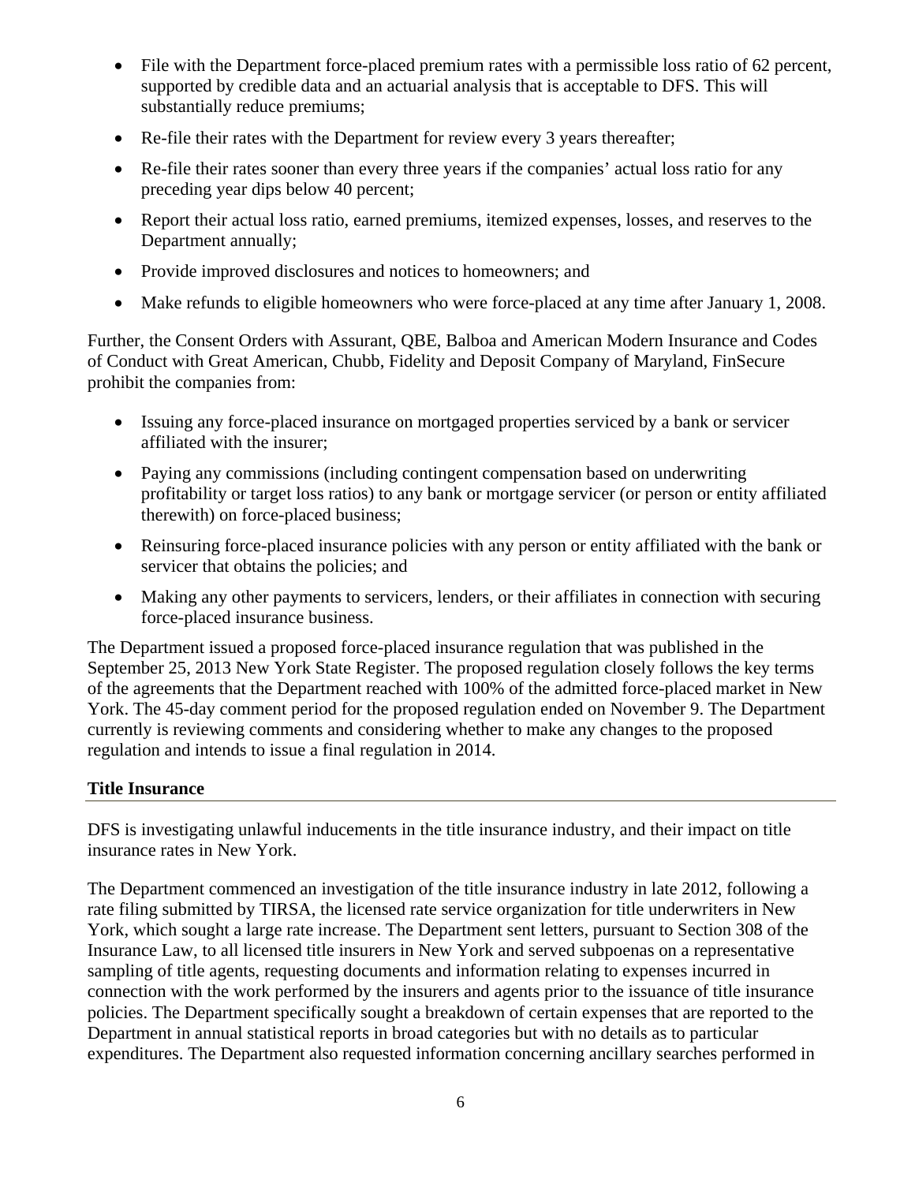- File with the Department force-placed premium rates with a permissible loss ratio of 62 percent, supported by credible data and an actuarial analysis that is acceptable to DFS. This will substantially reduce premiums;
- Re-file their rates with the Department for review every 3 years thereafter;
- Re-file their rates sooner than every three years if the companies' actual loss ratio for any preceding year dips below 40 percent;
- Report their actual loss ratio, earned premiums, itemized expenses, losses, and reserves to the Department annually;
- Provide improved disclosures and notices to homeowners; and
- Make refunds to eligible homeowners who were force-placed at any time after January 1, 2008.

Further, the Consent Orders with Assurant, QBE, Balboa and American Modern Insurance and Codes of Conduct with Great American, Chubb, Fidelity and Deposit Company of Maryland, FinSecure prohibit the companies from:

- Issuing any force-placed insurance on mortgaged properties serviced by a bank or servicer affiliated with the insurer;
- Paying any commissions (including contingent compensation based on underwriting profitability or target loss ratios) to any bank or mortgage servicer (or person or entity affiliated therewith) on force-placed business;
- Reinsuring force-placed insurance policies with any person or entity affiliated with the bank or servicer that obtains the policies; and
- Making any other payments to servicers, lenders, or their affiliates in connection with securing force-placed insurance business.

The Department issued a proposed force-placed insurance regulation that was published in the September 25, 2013 New York State Register. The proposed regulation closely follows the key terms of the agreements that the Department reached with 100% of the admitted force-placed market in New York. The 45-day comment period for the proposed regulation ended on November 9. The Department currently is reviewing comments and considering whether to make any changes to the proposed regulation and intends to issue a final regulation in 2014.

## Title Insurance

DFS is investigating unlawful inducements in the title insurance industry, and their impact on title insurance rates in New York.

The Department commenced an investigation of the title insurance industry in late 2012, following a rate filing submitted by TIRSA, the licensed rate service organization for title underwriters in New York, which sought a large rate increase. The Department sent letters, pursuant to Section 308 of the Insurance Law, to all licensed title insurers in New York and served subpoenas on a representative sampling of title agents, requesting documents and information relating to expenses incurred in connection with the work performed by the insurers and agents prior to the issuance of title insurance policies. The Department specifically sought a breakdown of certain expenses that are reported to the Department in annual statistical reports in broad categories but with no details as to particular expenditures. The Department also requested information concerning ancillary searches performed in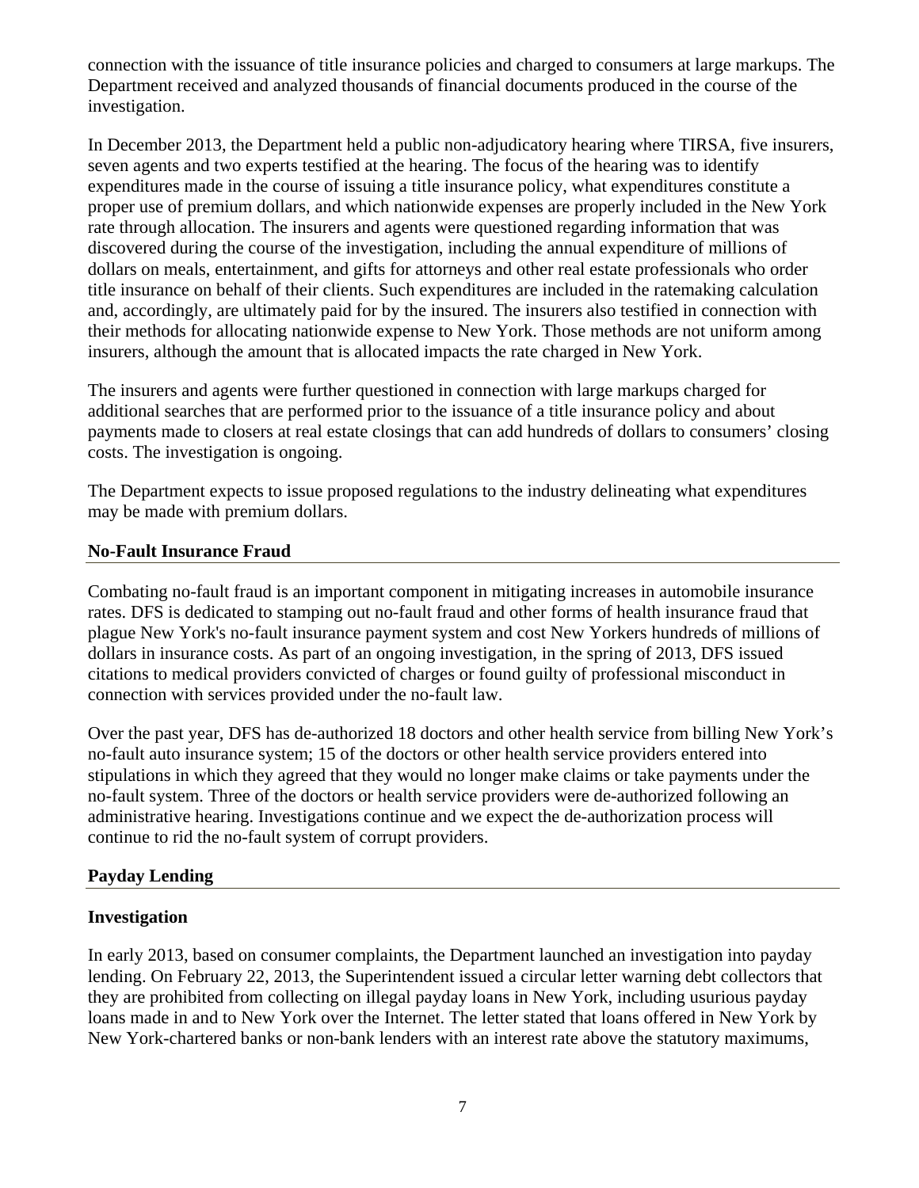connection with the issuance of title insurance policies and charged to consumers at large markups. The Department received and analyzed thousands of financial documents produced in the course of the investigation.

In December 2013, the Department held a public non-adjudicatory hearing where TIRSA, five insurers, seven agents and two experts testified at the hearing. The focus of the hearing was to identify expenditures made in the course of issuing a title insurance policy, what expenditures constitute a proper use of premium dollars, and which nationwide expenses are properly included in the New York rate through allocation. The insurers and agents were questioned regarding information that was discovered during the course of the investigation, including the annual expenditure of millions of dollars on meals, entertainment, and gifts for attorneys and other real estate professionals who order title insurance on behalf of their clients. Such expenditures are included in the ratemaking calculation and, accordingly, are ultimately paid for by the insured. The insurers also testified in connection with their methods for allocating nationwide expense to New York. Those methods are not uniform among insurers, although the amount that is allocated impacts the rate charged in New York.

The insurers and agents were further questioned in connection with large markups charged for additional searches that are performed prior to the issuance of a title insurance policy and about payments made to closers at real estate closings that can add hundreds of dollars to consumers' closing costs. The investigation is ongoing.

The Department expects to issue proposed regulations to the industry delineating what expenditures may be made with premium dollars.

## No-Fault Insurance Fraud

Combating no-fault fraud is an important component in mitigating increases in automobile insurance rates. DFS is dedicated to stamping out no-fault fraud and other forms of health insurance fraud that plague New York's no-fault insurance payment system and cost New Yorkers hundreds of millions of dollars in insurance costs. As part of an ongoing investigation, in the spring of 2013, DFS issued citations to medical providers convicted of charges or found guilty of professional misconduct in connection with services provided under the no-fault law.

Over the past year, DFS has de-authorized 18 doctors and other health service from billing New York's no-fault auto insurance system; 15 of the doctors or other health service providers entered into stipulations in which they agreed that they would no longer make claims or take payments under the no-fault system. Three of the doctors or health service providers were de-authorized following an administrative hearing. Investigations continue and we expect the de-authorization process will continue to rid the no-fault system of corrupt providers.

## Payday Lending

### Investigation

In early 2013, based on consumer complaints, the Department launched an investigation into payday lending. On February 22, 2013, the Superintendent issued a circular letter warning debt collectors that they are prohibited from collecting on illegal payday loans in New York, including usurious payday loans made in and to New York over the Internet. The letter stated that loans offered in New York by New York-chartered banks or non-bank lenders with an interest rate above the statutory maximums,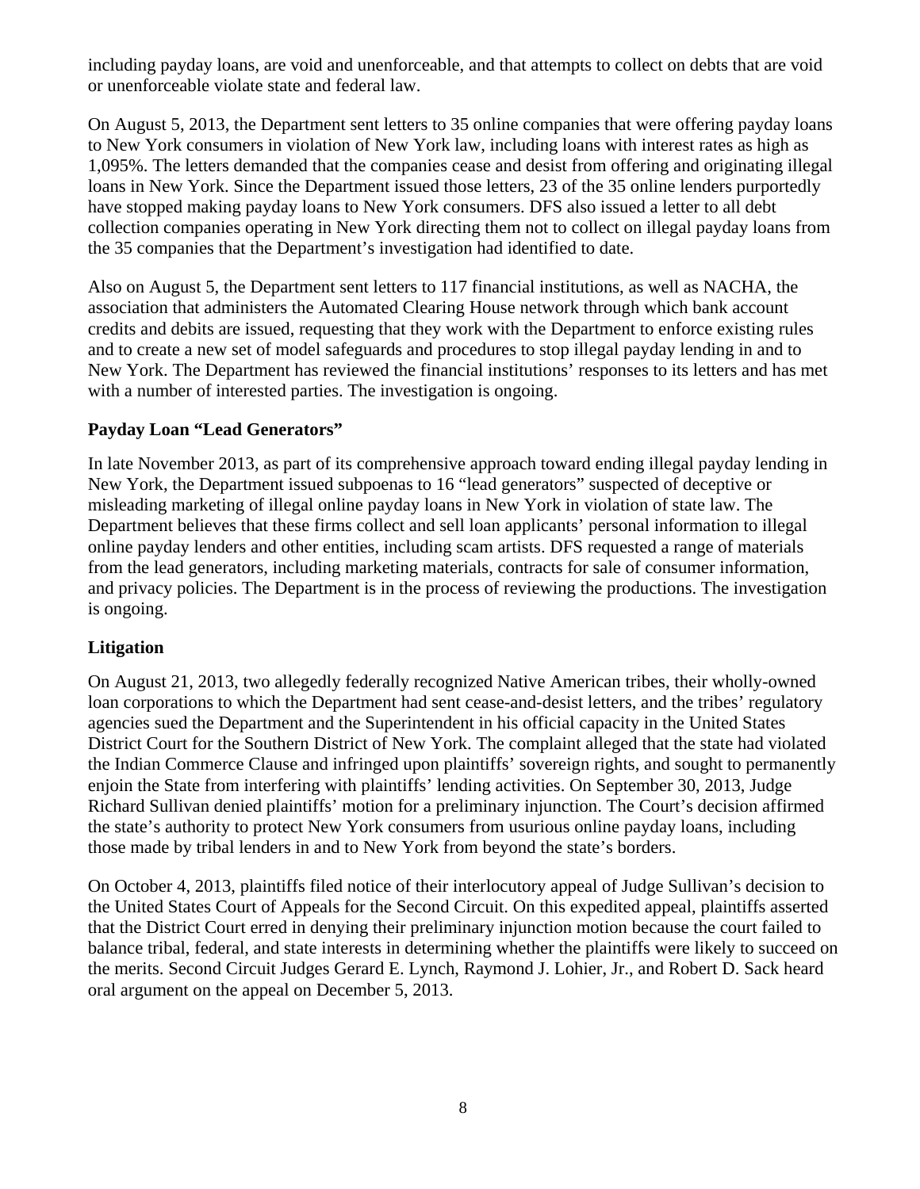including payday loans, are void and unenforceable, and that attempts to collect on debts that are void or unenforceable violate state and federal law.

On August 5, 2013, the Department sent letters to 35 online companies that were offering payday loans to New York consumers in violation of New York law, including loans with interest rates as high as 1,095%. The letters demanded that the companies cease and desist from offering and originating illegal loans in New York. Since the Department issued those letters, 23 of the 35 online lenders purportedly have stopped making payday loans to New York consumers. DFS also issued a letter to all debt collection companies operating in New York directing them not to collect on illegal payday loans from the 35 companies that the Department's investigation had identified to date.

Also on August 5, the Department sent letters to 117 financial institutions, as well as NACHA, the association that administers the Automated Clearing House network through which bank account credits and debits are issued, requesting that they work with the Department to enforce existing rules and to create a new set of model safeguards and procedures to stop illegal payday lending in and to New York. The Department has reviewed the financial institutions' responses to its letters and has met with a number of interested parties. The investigation is ongoing.

**Payday Loan "Lead Generators"**

In late November 2013, as part of its comprehensive approach toward ending illegal payday lending in New York, the Department issued subpoenas to 16 "lead generators" suspected of deceptive or misleading marketing of illegal online payday loans in New York in violation of state law. The Department believes that these firms collect and sell loan applicants' personal information to illegal online payday lenders and other entities, including scam artists. DFS requested a range of materials from the lead generators, including marketing materials, contracts for sale of consumer information, and privacy policies. The Department is in the process of reviewing the productions. The investigation is ongoing.

**Litigation**

On August 21, 2013, two allegedly federally recognized Native American tribes, their wholly-owned loan corporations to which the Department had sent cease-and-desist letters, and the tribes' regulatory agencies sued the Department and the Superintendent in his official capacity in the United States District Court for the Southern District of New York. The complaint alleged that the state had violated the Indian Commerce Clause and infringed upon plaintiffs' sovereign rights, and sought to permanently enjoin the State from interfering with plaintiffs' lending activities. On September 30, 2013, Judge Richard Sullivan denied plaintiffs' motion for a preliminary injunction. The Court's decision affirmed the state's authority to protect New York consumers from usurious online payday loans, including those made by tribal lenders in and to New York from beyond the state's borders.

On October 4, 2013, plaintiffs filed notice of their interlocutory appeal of Judge Sullivan's decision to the United States Court of Appeals for the Second Circuit. On this expedited appeal, plaintiffs asserted that the District Court erred in denying their preliminary injunction motion because the court failed to balance tribal, federal, and state interests in determining whether the plaintiffs were likely to succeed on the merits. Second Circuit Judges Gerard E. Lynch, Raymond J. Lohier, Jr., and Robert D. Sack heard oral argument on the appeal on December 5, 2013.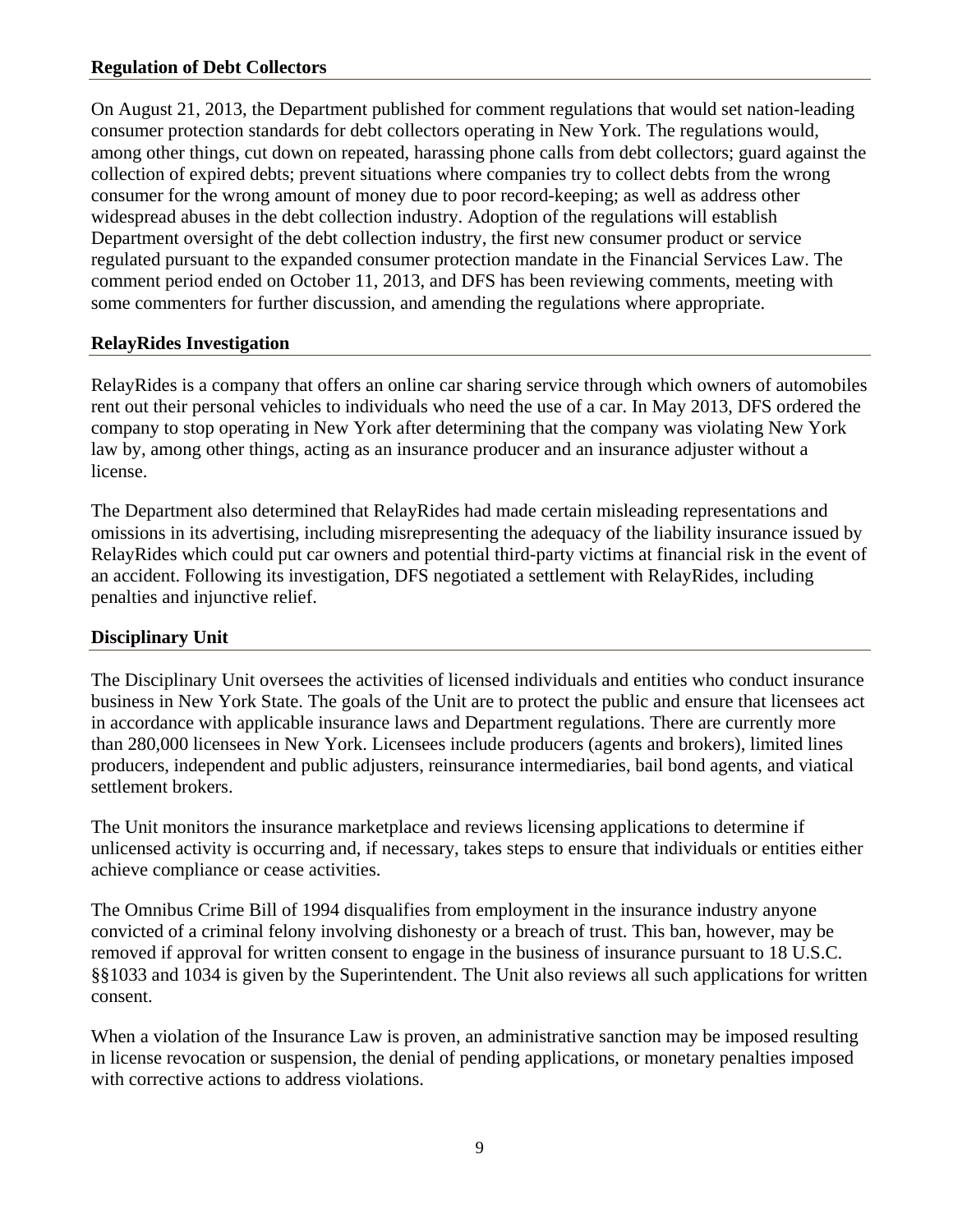### Regulation of Debt Collectors

On August 21, 2013, the Department published for comment regulations that would set nation-leading consumer protection standards for debt collectors operating in New York. The regulations would, among other things, cut down on repeated, harassing phone calls from debt collectors; guard against the collection of expired debts; prevent situations where companies try to collect debts from the wrong consumer for the wrong amount of money due to poor record-keeping; as well as address other widespread abuses in the debt collection industry. Adoption of the regulations will establish Department oversight of the debt collection industry, the first new consumer product or service regulated pursuant to the expanded consumer protection mandate in the Financial Services Law. The comment period ended on October 11, 2013, and DFS has been reviewing comments, meeting with some commenters for further discussion, and amending the regulations where appropriate.

### RelayRides Investigation

RelayRides is a company that offers an online car sharing service through which owners of automobiles rent out their personal vehicles to individuals who need the use of a car. In May 2013, DFS ordered the company to stop operating in New York after determining that the company was violating New York law by, among other things, acting as an insurance producer and an insurance adjuster without a license.

The Department also determined that RelayRides had made certain misleading representations and omissions in its advertising, including misrepresenting the adequacy of the liability insurance issued by RelayRides which could put car owners and potential third-party victims at financial risk in the event of an accident. Following its investigation, DFS negotiated a settlement with RelayRides, including penalties and injunctive relief.

### Disciplinary Unit

The Disciplinary Unit oversees the activities of licensed individuals and entities who conduct insurance business in New York State. The goals of the Unit are to protect the public and ensure that licensees act in accordance with applicable insurance laws and Department regulations. There are currently more than 280,000 licensees in New York. Licensees include producers (agents and brokers), limited lines producers, independent and public adjusters, reinsurance intermediaries, bail bond agents, and viatical settlement brokers.

The Unit monitors the insurance marketplace and reviews licensing applications to determine if unlicensed activity is occurring and, if necessary, takes steps to ensure that individuals or entities either achieve compliance or cease activities.

The Omnibus Crime Bill of 1994 disqualifies from employment in the insurance industry anyone convicted of a criminal felony involving dishonesty or a breach of trust. This ban, however, may be removed if approval for written consent to engage in the business of insurance pursuant to 18 U.S.C. §§1033 and 1034 is given by the Superintendent. The Unit also reviews all such applications for written consent.

When a violation of the Insurance Law is proven, an administrative sanction may be imposed resulting in license revocation or suspension, the denial of pending applications, or monetary penalties imposed with corrective actions to address violations.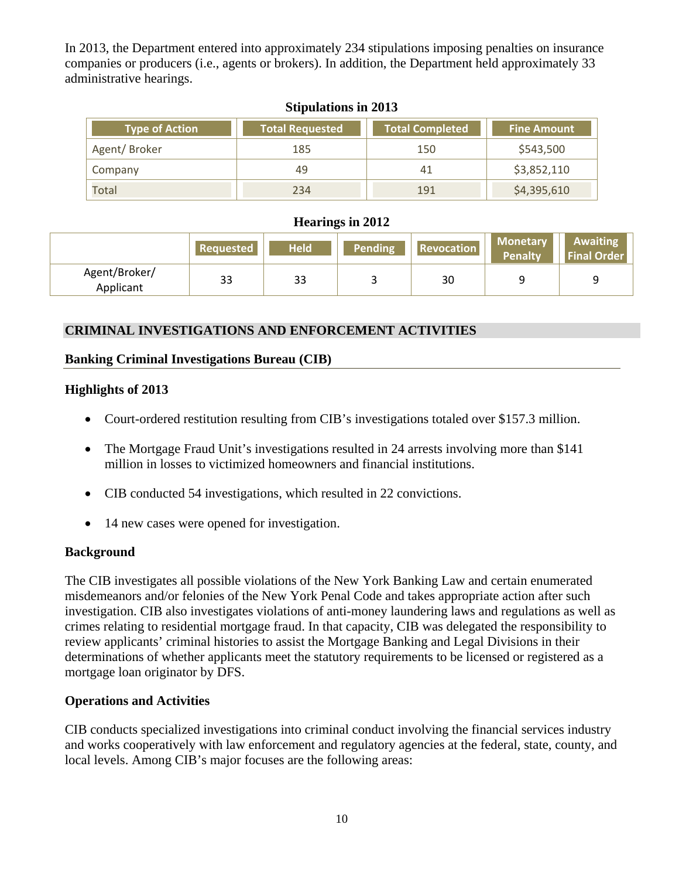In 2013, the Department entered into approximately 234 stipulations imposing penalties on insurance companies or producers (i.e., agents or brokers). In addition, the Department held approximately 33 administrative hearings.

**Stipulations in 2013**

| Type of Action | Total Requested | Total Completed | Fine Amount |
|---|---|---|---|
| Agent/ Broker | 185 | 150 | $543,500 |
| Company | 49 | 41 | $3,852,110 |
| Total | 234 | 191 | $4,395,610 |

**Hearings in 2012**

| | Requested | Held | Pending | Revocation | Monetary Penalty | Awaiting Final Order |
|---|---|---|---|---|---|---|
| Agent/Broker/ Applicant | 33 | 33 | 3 | 30 | 9 | 9 |

## CRIMINAL INVESTIGATIONS AND ENFORCEMENT ACTIVITIES

### Banking Criminal Investigations Bureau (CIB)

**Highlights of 2013**

- Court-ordered restitution resulting from CIB's investigations totaled over $157.3 million.
- The Mortgage Fraud Unit's investigations resulted in 24 arrests involving more than $141 million in losses to victimized homeowners and financial institutions.
- CIB conducted 54 investigations, which resulted in 22 convictions.
- 14 new cases were opened for investigation.

**Background**

The CIB investigates all possible violations of the New York Banking Law and certain enumerated misdemeanors and/or felonies of the New York Penal Code and takes appropriate action after such investigation. CIB also investigates violations of anti-money laundering laws and regulations as well as crimes relating to residential mortgage fraud. In that capacity, CIB was delegated the responsibility to review applicants' criminal histories to assist the Mortgage Banking and Legal Divisions in their determinations of whether applicants meet the statutory requirements to be licensed or registered as a mortgage loan originator by DFS.

**Operations and Activities**

CIB conducts specialized investigations into criminal conduct involving the financial services industry and works cooperatively with law enforcement and regulatory agencies at the federal, state, county, and local levels. Among CIB's major focuses are the following areas: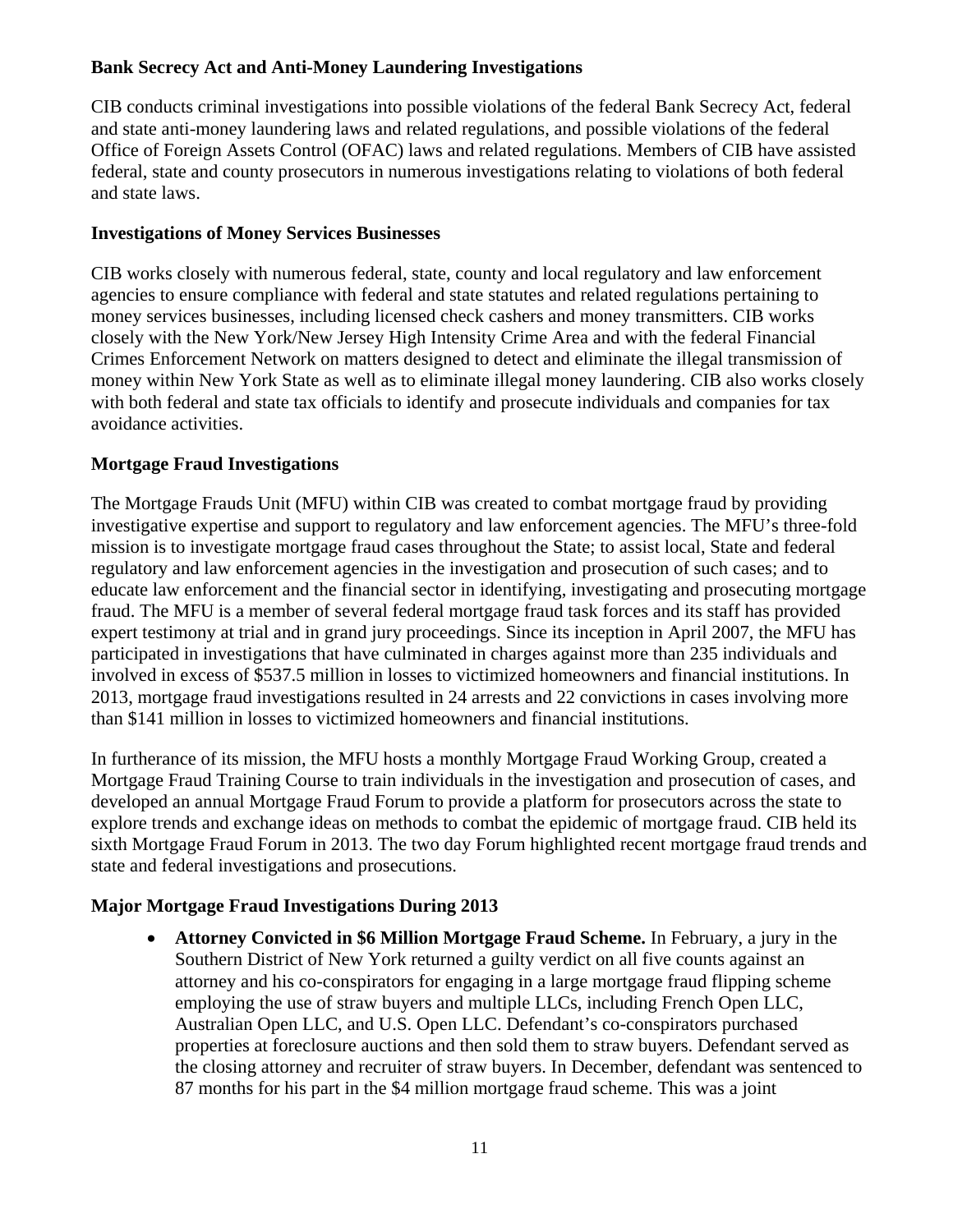### Bank Secrecy Act and Anti-Money Laundering Investigations

CIB conducts criminal investigations into possible violations of the federal Bank Secrecy Act, federal and state anti-money laundering laws and related regulations, and possible violations of the federal Office of Foreign Assets Control (OFAC) laws and related regulations. Members of CIB have assisted federal, state and county prosecutors in numerous investigations relating to violations of both federal and state laws.

### Investigations of Money Services Businesses

CIB works closely with numerous federal, state, county and local regulatory and law enforcement agencies to ensure compliance with federal and state statutes and related regulations pertaining to money services businesses, including licensed check cashers and money transmitters. CIB works closely with the New York/New Jersey High Intensity Crime Area and with the federal Financial Crimes Enforcement Network on matters designed to detect and eliminate the illegal transmission of money within New York State as well as to eliminate illegal money laundering. CIB also works closely with both federal and state tax officials to identify and prosecute individuals and companies for tax avoidance activities.

### Mortgage Fraud Investigations

The Mortgage Frauds Unit (MFU) within CIB was created to combat mortgage fraud by providing investigative expertise and support to regulatory and law enforcement agencies. The MFU's three-fold mission is to investigate mortgage fraud cases throughout the State; to assist local, State and federal regulatory and law enforcement agencies in the investigation and prosecution of such cases; and to educate law enforcement and the financial sector in identifying, investigating and prosecuting mortgage fraud. The MFU is a member of several federal mortgage fraud task forces and its staff has provided expert testimony at trial and in grand jury proceedings. Since its inception in April 2007, the MFU has participated in investigations that have culminated in charges against more than 235 individuals and involved in excess of $537.5 million in losses to victimized homeowners and financial institutions. In 2013, mortgage fraud investigations resulted in 24 arrests and 22 convictions in cases involving more than $141 million in losses to victimized homeowners and financial institutions.

In furtherance of its mission, the MFU hosts a monthly Mortgage Fraud Working Group, created a Mortgage Fraud Training Course to train individuals in the investigation and prosecution of cases, and developed an annual Mortgage Fraud Forum to provide a platform for prosecutors across the state to explore trends and exchange ideas on methods to combat the epidemic of mortgage fraud. CIB held its sixth Mortgage Fraud Forum in 2013. The two day Forum highlighted recent mortgage fraud trends and state and federal investigations and prosecutions.

### Major Mortgage Fraud Investigations During 2013

- **Attorney Convicted in $6 Million Mortgage Fraud Scheme.** In February, a jury in the Southern District of New York returned a guilty verdict on all five counts against an attorney and his co-conspirators for engaging in a large mortgage fraud flipping scheme employing the use of straw buyers and multiple LLCs, including French Open LLC, Australian Open LLC, and U.S. Open LLC. Defendant's co-conspirators purchased properties at foreclosure auctions and then sold them to straw buyers. Defendant served as the closing attorney and recruiter of straw buyers. In December, defendant was sentenced to 87 months for his part in the $4 million mortgage fraud scheme. This was a joint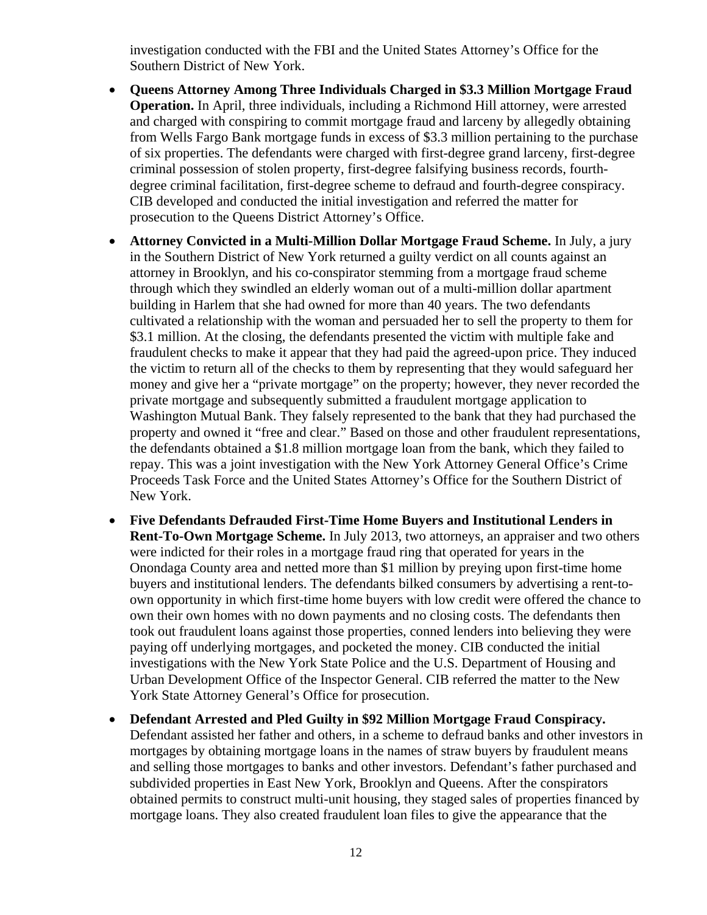investigation conducted with the FBI and the United States Attorney's Office for the Southern District of New York.

- **Queens Attorney Among Three Individuals Charged in $3.3 Million Mortgage Fraud Operation.** In April, three individuals, including a Richmond Hill attorney, were arrested and charged with conspiring to commit mortgage fraud and larceny by allegedly obtaining from Wells Fargo Bank mortgage funds in excess of $3.3 million pertaining to the purchase of six properties. The defendants were charged with first-degree grand larceny, first-degree criminal possession of stolen property, first-degree falsifying business records, fourth-degree criminal facilitation, first-degree scheme to defraud and fourth-degree conspiracy. CIB developed and conducted the initial investigation and referred the matter for prosecution to the Queens District Attorney's Office.

- **Attorney Convicted in a Multi-Million Dollar Mortgage Fraud Scheme.** In July, a jury in the Southern District of New York returned a guilty verdict on all counts against an attorney in Brooklyn, and his co-conspirator stemming from a mortgage fraud scheme through which they swindled an elderly woman out of a multi-million dollar apartment building in Harlem that she had owned for more than 40 years. The two defendants cultivated a relationship with the woman and persuaded her to sell the property to them for $3.1 million. At the closing, the defendants presented the victim with multiple fake and fraudulent checks to make it appear that they had paid the agreed-upon price. They induced the victim to return all of the checks to them by representing that they would safeguard her money and give her a "private mortgage" on the property; however, they never recorded the private mortgage and subsequently submitted a fraudulent mortgage application to Washington Mutual Bank. They falsely represented to the bank that they had purchased the property and owned it "free and clear." Based on those and other fraudulent representations, the defendants obtained a $1.8 million mortgage loan from the bank, which they failed to repay. This was a joint investigation with the New York Attorney General Office's Crime Proceeds Task Force and the United States Attorney's Office for the Southern District of New York.

- **Five Defendants Defrauded First-Time Home Buyers and Institutional Lenders in Rent-To-Own Mortgage Scheme.** In July 2013, two attorneys, an appraiser and two others were indicted for their roles in a mortgage fraud ring that operated for years in the Onondaga County area and netted more than $1 million by preying upon first-time home buyers and institutional lenders. The defendants bilked consumers by advertising a rent-to-own opportunity in which first-time home buyers with low credit were offered the chance to own their own homes with no down payments and no closing costs. The defendants then took out fraudulent loans against those properties, conned lenders into believing they were paying off underlying mortgages, and pocketed the money. CIB conducted the initial investigations with the New York State Police and the U.S. Department of Housing and Urban Development Office of the Inspector General. CIB referred the matter to the New York State Attorney General's Office for prosecution.

- **Defendant Arrested and Pled Guilty in $92 Million Mortgage Fraud Conspiracy.** Defendant assisted her father and others, in a scheme to defraud banks and other investors in mortgages by obtaining mortgage loans in the names of straw buyers by fraudulent means and selling those mortgages to banks and other investors. Defendant's father purchased and subdivided properties in East New York, Brooklyn and Queens. After the conspirators obtained permits to construct multi-unit housing, they staged sales of properties financed by mortgage loans. They also created fraudulent loan files to give the appearance that the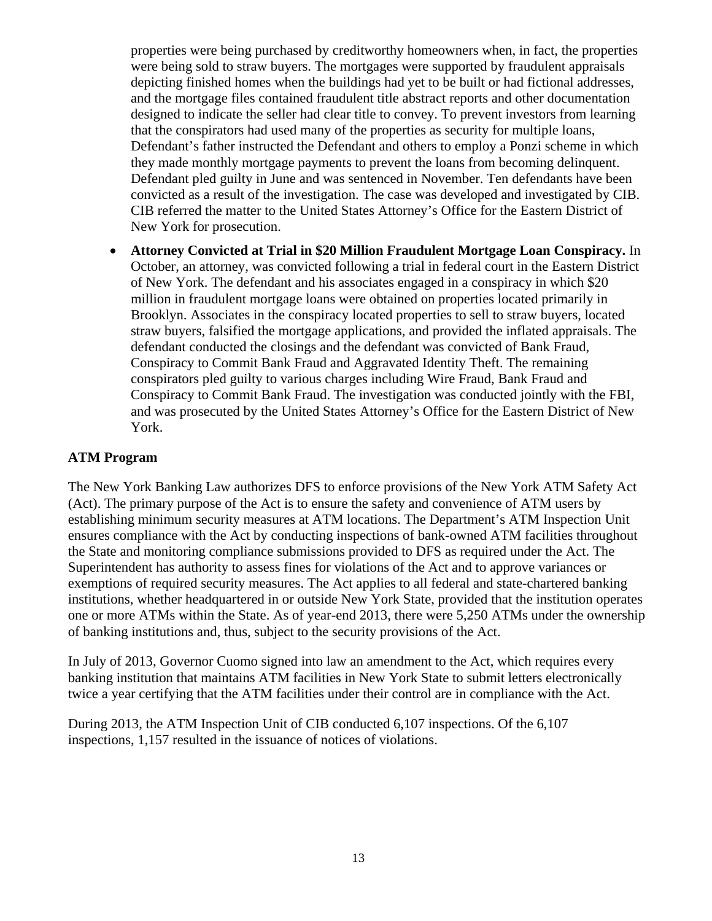properties were being purchased by creditworthy homeowners when, in fact, the properties were being sold to straw buyers. The mortgages were supported by fraudulent appraisals depicting finished homes when the buildings had yet to be built or had fictional addresses, and the mortgage files contained fraudulent title abstract reports and other documentation designed to indicate the seller had clear title to convey. To prevent investors from learning that the conspirators had used many of the properties as security for multiple loans, Defendant's father instructed the Defendant and others to employ a Ponzi scheme in which they made monthly mortgage payments to prevent the loans from becoming delinquent. Defendant pled guilty in June and was sentenced in November. Ten defendants have been convicted as a result of the investigation. The case was developed and investigated by CIB. CIB referred the matter to the United States Attorney's Office for the Eastern District of New York for prosecution.

- **Attorney Convicted at Trial in $20 Million Fraudulent Mortgage Loan Conspiracy.** In October, an attorney, was convicted following a trial in federal court in the Eastern District of New York. The defendant and his associates engaged in a conspiracy in which $20 million in fraudulent mortgage loans were obtained on properties located primarily in Brooklyn. Associates in the conspiracy located properties to sell to straw buyers, located straw buyers, falsified the mortgage applications, and provided the inflated appraisals. The defendant conducted the closings and the defendant was convicted of Bank Fraud, Conspiracy to Commit Bank Fraud and Aggravated Identity Theft. The remaining conspirators pled guilty to various charges including Wire Fraud, Bank Fraud and Conspiracy to Commit Bank Fraud. The investigation was conducted jointly with the FBI, and was prosecuted by the United States Attorney's Office for the Eastern District of New York.

**ATM Program**

The New York Banking Law authorizes DFS to enforce provisions of the New York ATM Safety Act (Act). The primary purpose of the Act is to ensure the safety and convenience of ATM users by establishing minimum security measures at ATM locations. The Department's ATM Inspection Unit ensures compliance with the Act by conducting inspections of bank-owned ATM facilities throughout the State and monitoring compliance submissions provided to DFS as required under the Act. The Superintendent has authority to assess fines for violations of the Act and to approve variances or exemptions of required security measures. The Act applies to all federal and state-chartered banking institutions, whether headquartered in or outside New York State, provided that the institution operates one or more ATMs within the State. As of year-end 2013, there were 5,250 ATMs under the ownership of banking institutions and, thus, subject to the security provisions of the Act.

In July of 2013, Governor Cuomo signed into law an amendment to the Act, which requires every banking institution that maintains ATM facilities in New York State to submit letters electronically twice a year certifying that the ATM facilities under their control are in compliance with the Act.

During 2013, the ATM Inspection Unit of CIB conducted 6,107 inspections. Of the 6,107 inspections, 1,157 resulted in the issuance of notices of violations.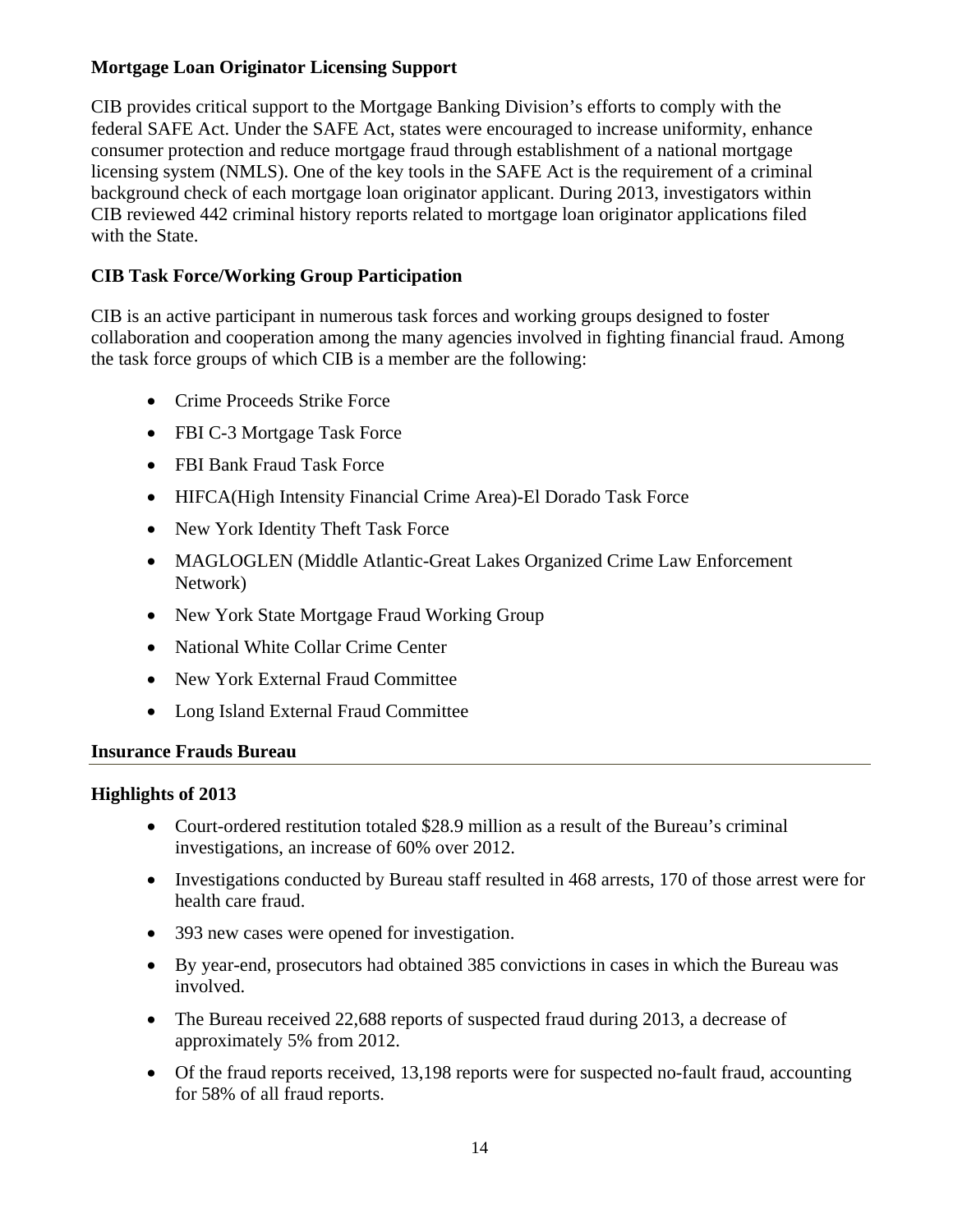### Mortgage Loan Originator Licensing Support

CIB provides critical support to the Mortgage Banking Division's efforts to comply with the federal SAFE Act. Under the SAFE Act, states were encouraged to increase uniformity, enhance consumer protection and reduce mortgage fraud through establishment of a national mortgage licensing system (NMLS). One of the key tools in the SAFE Act is the requirement of a criminal background check of each mortgage loan originator applicant. During 2013, investigators within CIB reviewed 442 criminal history reports related to mortgage loan originator applications filed with the State.

### CIB Task Force/Working Group Participation

CIB is an active participant in numerous task forces and working groups designed to foster collaboration and cooperation among the many agencies involved in fighting financial fraud. Among the task force groups of which CIB is a member are the following:

- Crime Proceeds Strike Force
- FBI C-3 Mortgage Task Force
- FBI Bank Fraud Task Force
- HIFCA(High Intensity Financial Crime Area)-El Dorado Task Force
- New York Identity Theft Task Force
- MAGLOGLEN (Middle Atlantic-Great Lakes Organized Crime Law Enforcement Network)
- New York State Mortgage Fraud Working Group
- National White Collar Crime Center
- New York External Fraud Committee
- Long Island External Fraud Committee

## Insurance Frauds Bureau

### Highlights of 2013

- Court-ordered restitution totaled $28.9 million as a result of the Bureau's criminal investigations, an increase of 60% over 2012.
- Investigations conducted by Bureau staff resulted in 468 arrests, 170 of those arrest were for health care fraud.
- 393 new cases were opened for investigation.
- By year-end, prosecutors had obtained 385 convictions in cases in which the Bureau was involved.
- The Bureau received 22,688 reports of suspected fraud during 2013, a decrease of approximately 5% from 2012.
- Of the fraud reports received, 13,198 reports were for suspected no-fault fraud, accounting for 58% of all fraud reports.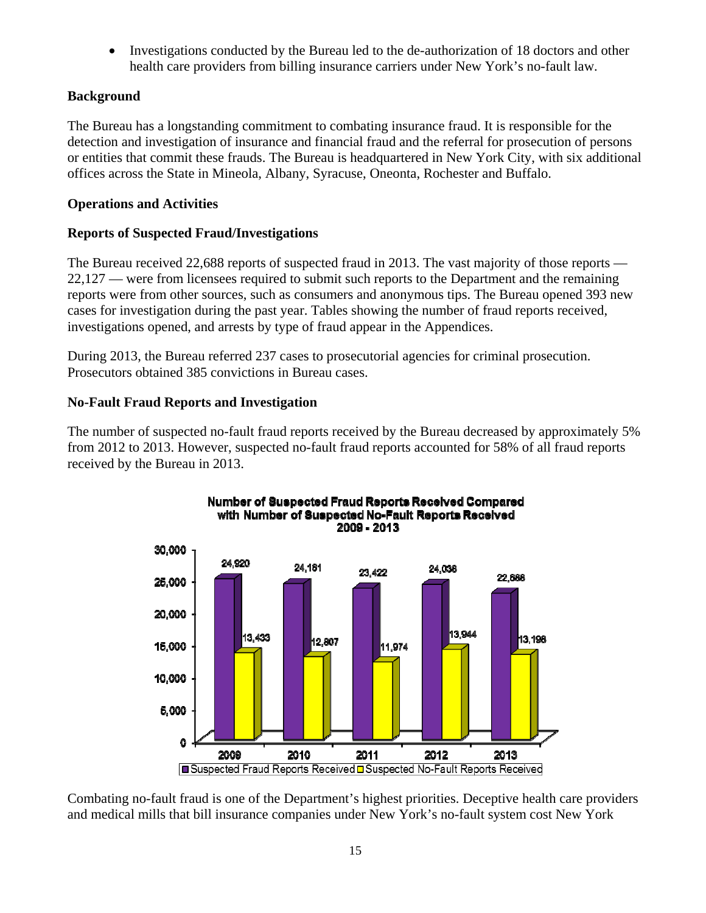- Investigations conducted by the Bureau led to the de-authorization of 18 doctors and other health care providers from billing insurance carriers under New York's no-fault law.

### Background

The Bureau has a longstanding commitment to combating insurance fraud. It is responsible for the detection and investigation of insurance and financial fraud and the referral for prosecution of persons or entities that commit these frauds. The Bureau is headquartered in New York City, with six additional offices across the State in Mineola, Albany, Syracuse, Oneonta, Rochester and Buffalo.

### Operations and Activities

### Reports of Suspected Fraud/Investigations

The Bureau received 22,688 reports of suspected fraud in 2013. The vast majority of those reports — 22,127 — were from licensees required to submit such reports to the Department and the remaining reports were from other sources, such as consumers and anonymous tips. The Bureau opened 393 new cases for investigation during the past year. Tables showing the number of fraud reports received, investigations opened, and arrests by type of fraud appear in the Appendices.

During 2013, the Bureau referred 237 cases to prosecutorial agencies for criminal prosecution. Prosecutors obtained 385 convictions in Bureau cases.

### No-Fault Fraud Reports and Investigation

The number of suspected no-fault fraud reports received by the Bureau decreased by approximately 5% from 2012 to 2013. However, suspected no-fault fraud reports accounted for 58% of all fraud reports received by the Bureau in 2013.

**Number of Suspected Fraud Reports Received Compared with Number of Suspected No-Fault Reports Received 2009 - 2013**

| Year | Suspected Fraud Reports Received | Suspected No-Fault Reports Received |
|---|---|---|
| 2009 | 24,920 | 13,433 |
| 2010 | 24,161 | 12,807 |
| 2011 | 23,422 | 11,974 |
| 2012 | 24,038 | 13,944 |
| 2013 | 22,688 | 13,198 |

Combating no-fault fraud is one of the Department's highest priorities. Deceptive health care providers and medical mills that bill insurance companies under New York's no-fault system cost New York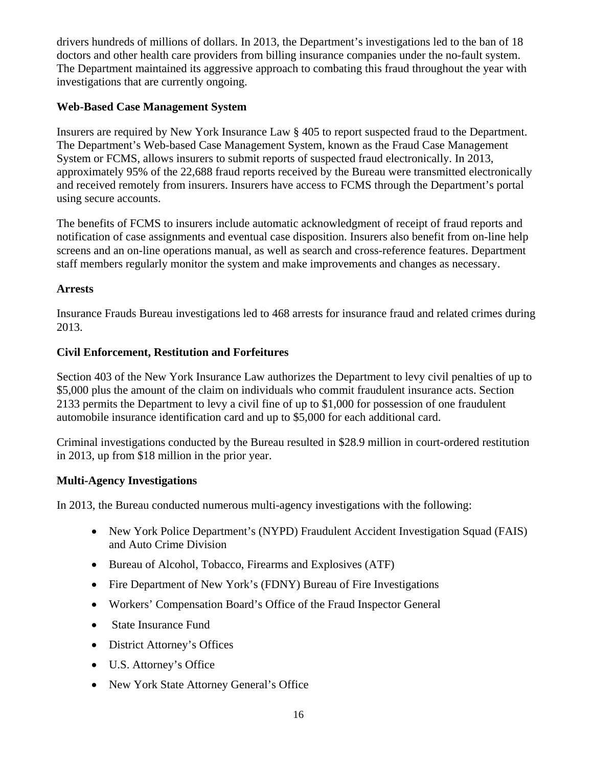drivers hundreds of millions of dollars. In 2013, the Department's investigations led to the ban of 18 doctors and other health care providers from billing insurance companies under the no-fault system. The Department maintained its aggressive approach to combating this fraud throughout the year with investigations that are currently ongoing.

**Web-Based Case Management System**

Insurers are required by New York Insurance Law § 405 to report suspected fraud to the Department. The Department's Web-based Case Management System, known as the Fraud Case Management System or FCMS, allows insurers to submit reports of suspected fraud electronically. In 2013, approximately 95% of the 22,688 fraud reports received by the Bureau were transmitted electronically and received remotely from insurers. Insurers have access to FCMS through the Department's portal using secure accounts.

The benefits of FCMS to insurers include automatic acknowledgment of receipt of fraud reports and notification of case assignments and eventual case disposition. Insurers also benefit from on-line help screens and an on-line operations manual, as well as search and cross-reference features. Department staff members regularly monitor the system and make improvements and changes as necessary.

**Arrests**

Insurance Frauds Bureau investigations led to 468 arrests for insurance fraud and related crimes during 2013.

**Civil Enforcement, Restitution and Forfeitures**

Section 403 of the New York Insurance Law authorizes the Department to levy civil penalties of up to $5,000 plus the amount of the claim on individuals who commit fraudulent insurance acts. Section 2133 permits the Department to levy a civil fine of up to $1,000 for possession of one fraudulent automobile insurance identification card and up to $5,000 for each additional card.

Criminal investigations conducted by the Bureau resulted in $28.9 million in court-ordered restitution in 2013, up from $18 million in the prior year.

**Multi-Agency Investigations**

In 2013, the Bureau conducted numerous multi-agency investigations with the following:

- New York Police Department's (NYPD) Fraudulent Accident Investigation Squad (FAIS) and Auto Crime Division
- Bureau of Alcohol, Tobacco, Firearms and Explosives (ATF)
- Fire Department of New York's (FDNY) Bureau of Fire Investigations
- Workers' Compensation Board's Office of the Fraud Inspector General
- State Insurance Fund
- District Attorney's Offices
- U.S. Attorney's Office
- New York State Attorney General's Office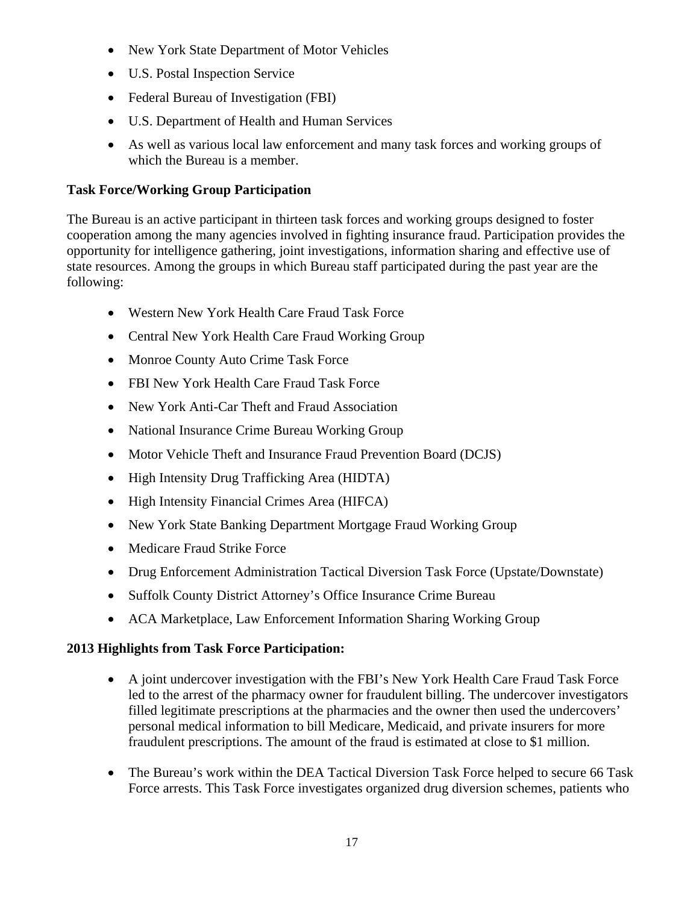- New York State Department of Motor Vehicles
- U.S. Postal Inspection Service
- Federal Bureau of Investigation (FBI)
- U.S. Department of Health and Human Services
- As well as various local law enforcement and many task forces and working groups of which the Bureau is a member.

**Task Force/Working Group Participation**

The Bureau is an active participant in thirteen task forces and working groups designed to foster cooperation among the many agencies involved in fighting insurance fraud. Participation provides the opportunity for intelligence gathering, joint investigations, information sharing and effective use of state resources. Among the groups in which Bureau staff participated during the past year are the following:

- Western New York Health Care Fraud Task Force
- Central New York Health Care Fraud Working Group
- Monroe County Auto Crime Task Force
- FBI New York Health Care Fraud Task Force
- New York Anti-Car Theft and Fraud Association
- National Insurance Crime Bureau Working Group
- Motor Vehicle Theft and Insurance Fraud Prevention Board (DCJS)
- High Intensity Drug Trafficking Area (HIDTA)
- High Intensity Financial Crimes Area (HIFCA)
- New York State Banking Department Mortgage Fraud Working Group
- Medicare Fraud Strike Force
- Drug Enforcement Administration Tactical Diversion Task Force (Upstate/Downstate)
- Suffolk County District Attorney's Office Insurance Crime Bureau
- ACA Marketplace, Law Enforcement Information Sharing Working Group

**2013 Highlights from Task Force Participation:**

- A joint undercover investigation with the FBI's New York Health Care Fraud Task Force led to the arrest of the pharmacy owner for fraudulent billing. The undercover investigators filled legitimate prescriptions at the pharmacies and the owner then used the undercovers' personal medical information to bill Medicare, Medicaid, and private insurers for more fraudulent prescriptions. The amount of the fraud is estimated at close to $1 million.

- The Bureau's work within the DEA Tactical Diversion Task Force helped to secure 66 Task Force arrests. This Task Force investigates organized drug diversion schemes, patients who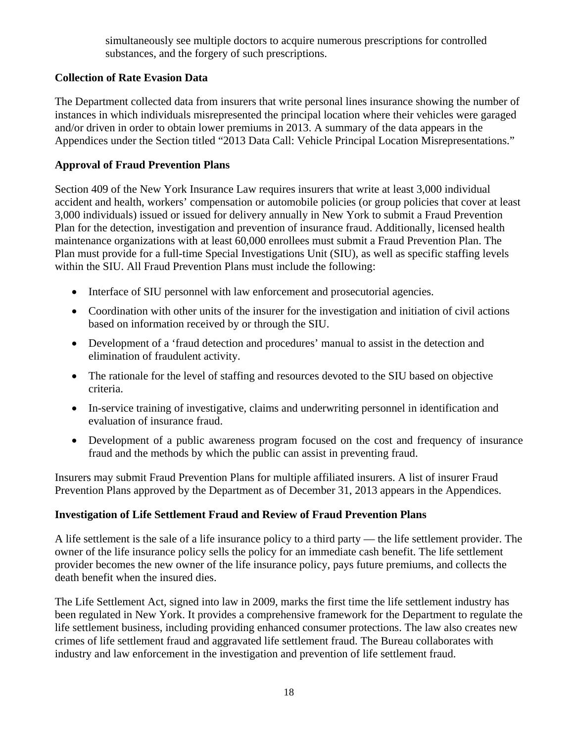simultaneously see multiple doctors to acquire numerous prescriptions for controlled substances, and the forgery of such prescriptions.

**Collection of Rate Evasion Data**

The Department collected data from insurers that write personal lines insurance showing the number of instances in which individuals misrepresented the principal location where their vehicles were garaged and/or driven in order to obtain lower premiums in 2013. A summary of the data appears in the Appendices under the Section titled "2013 Data Call: Vehicle Principal Location Misrepresentations."

**Approval of Fraud Prevention Plans**

Section 409 of the New York Insurance Law requires insurers that write at least 3,000 individual accident and health, workers' compensation or automobile policies (or group policies that cover at least 3,000 individuals) issued or issued for delivery annually in New York to submit a Fraud Prevention Plan for the detection, investigation and prevention of insurance fraud. Additionally, licensed health maintenance organizations with at least 60,000 enrollees must submit a Fraud Prevention Plan. The Plan must provide for a full-time Special Investigations Unit (SIU), as well as specific staffing levels within the SIU. All Fraud Prevention Plans must include the following:

- Interface of SIU personnel with law enforcement and prosecutorial agencies.
- Coordination with other units of the insurer for the investigation and initiation of civil actions based on information received by or through the SIU.
- Development of a 'fraud detection and procedures' manual to assist in the detection and elimination of fraudulent activity.
- The rationale for the level of staffing and resources devoted to the SIU based on objective criteria.
- In-service training of investigative, claims and underwriting personnel in identification and evaluation of insurance fraud.
- Development of a public awareness program focused on the cost and frequency of insurance fraud and the methods by which the public can assist in preventing fraud.

Insurers may submit Fraud Prevention Plans for multiple affiliated insurers. A list of insurer Fraud Prevention Plans approved by the Department as of December 31, 2013 appears in the Appendices.

**Investigation of Life Settlement Fraud and Review of Fraud Prevention Plans**

A life settlement is the sale of a life insurance policy to a third party — the life settlement provider. The owner of the life insurance policy sells the policy for an immediate cash benefit. The life settlement provider becomes the new owner of the life insurance policy, pays future premiums, and collects the death benefit when the insured dies.

The Life Settlement Act, signed into law in 2009, marks the first time the life settlement industry has been regulated in New York. It provides a comprehensive framework for the Department to regulate the life settlement business, including providing enhanced consumer protections. The law also creates new crimes of life settlement fraud and aggravated life settlement fraud. The Bureau collaborates with industry and law enforcement in the investigation and prevention of life settlement fraud.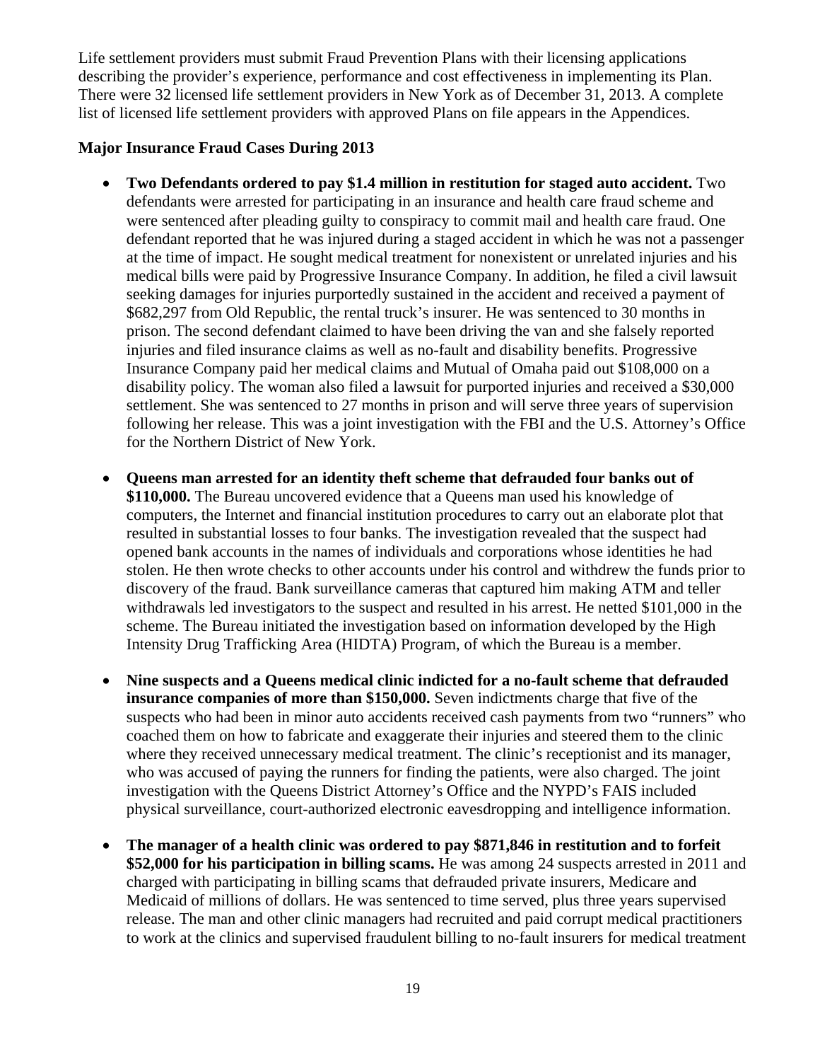Life settlement providers must submit Fraud Prevention Plans with their licensing applications describing the provider's experience, performance and cost effectiveness in implementing its Plan. There were 32 licensed life settlement providers in New York as of December 31, 2013. A complete list of licensed life settlement providers with approved Plans on file appears in the Appendices.

**Major Insurance Fraud Cases During 2013**

- **Two Defendants ordered to pay $1.4 million in restitution for staged auto accident.** Two defendants were arrested for participating in an insurance and health care fraud scheme and were sentenced after pleading guilty to conspiracy to commit mail and health care fraud. One defendant reported that he was injured during a staged accident in which he was not a passenger at the time of impact. He sought medical treatment for nonexistent or unrelated injuries and his medical bills were paid by Progressive Insurance Company. In addition, he filed a civil lawsuit seeking damages for injuries purportedly sustained in the accident and received a payment of $682,297 from Old Republic, the rental truck's insurer. He was sentenced to 30 months in prison. The second defendant claimed to have been driving the van and she falsely reported injuries and filed insurance claims as well as no-fault and disability benefits. Progressive Insurance Company paid her medical claims and Mutual of Omaha paid out $108,000 on a disability policy. The woman also filed a lawsuit for purported injuries and received a $30,000 settlement. She was sentenced to 27 months in prison and will serve three years of supervision following her release. This was a joint investigation with the FBI and the U.S. Attorney's Office for the Northern District of New York.

- **Queens man arrested for an identity theft scheme that defrauded four banks out of $110,000.** The Bureau uncovered evidence that a Queens man used his knowledge of computers, the Internet and financial institution procedures to carry out an elaborate plot that resulted in substantial losses to four banks. The investigation revealed that the suspect had opened bank accounts in the names of individuals and corporations whose identities he had stolen. He then wrote checks to other accounts under his control and withdrew the funds prior to discovery of the fraud. Bank surveillance cameras that captured him making ATM and teller withdrawals led investigators to the suspect and resulted in his arrest. He netted $101,000 in the scheme. The Bureau initiated the investigation based on information developed by the High Intensity Drug Trafficking Area (HIDTA) Program, of which the Bureau is a member.

- **Nine suspects and a Queens medical clinic indicted for a no-fault scheme that defrauded insurance companies of more than $150,000.** Seven indictments charge that five of the suspects who had been in minor auto accidents received cash payments from two "runners" who coached them on how to fabricate and exaggerate their injuries and steered them to the clinic where they received unnecessary medical treatment. The clinic's receptionist and its manager, who was accused of paying the runners for finding the patients, were also charged. The joint investigation with the Queens District Attorney's Office and the NYPD's FAIS included physical surveillance, court-authorized electronic eavesdropping and intelligence information.

- **The manager of a health clinic was ordered to pay $871,846 in restitution and to forfeit $52,000 for his participation in billing scams.** He was among 24 suspects arrested in 2011 and charged with participating in billing scams that defrauded private insurers, Medicare and Medicaid of millions of dollars. He was sentenced to time served, plus three years supervised release. The man and other clinic managers had recruited and paid corrupt medical practitioners to work at the clinics and supervised fraudulent billing to no-fault insurers for medical treatment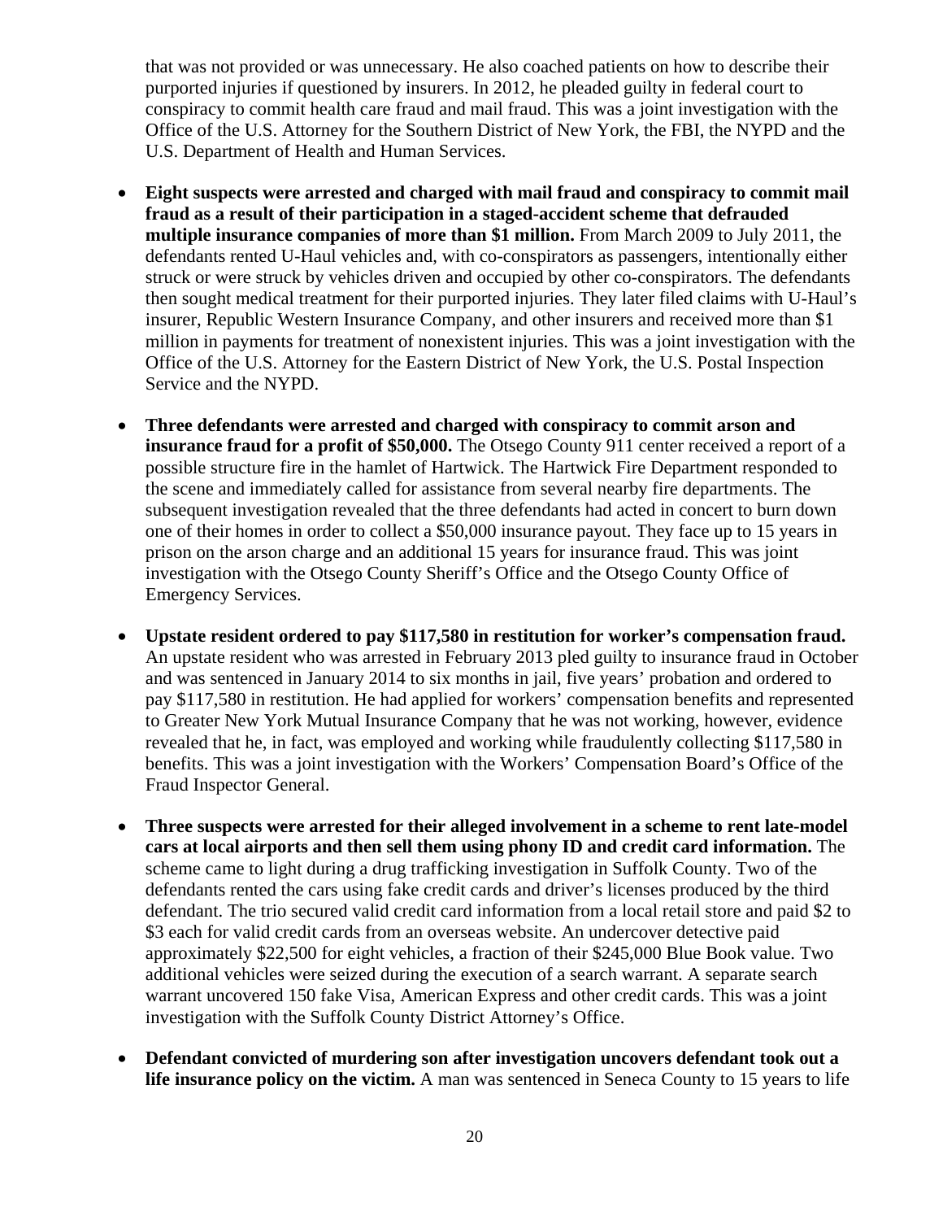that was not provided or was unnecessary. He also coached patients on how to describe their purported injuries if questioned by insurers. In 2012, he pleaded guilty in federal court to conspiracy to commit health care fraud and mail fraud. This was a joint investigation with the Office of the U.S. Attorney for the Southern District of New York, the FBI, the NYPD and the U.S. Department of Health and Human Services.

- **Eight suspects were arrested and charged with mail fraud and conspiracy to commit mail fraud as a result of their participation in a staged-accident scheme that defrauded multiple insurance companies of more than $1 million.** From March 2009 to July 2011, the defendants rented U-Haul vehicles and, with co-conspirators as passengers, intentionally either struck or were struck by vehicles driven and occupied by other co-conspirators. The defendants then sought medical treatment for their purported injuries. They later filed claims with U-Haul's insurer, Republic Western Insurance Company, and other insurers and received more than $1 million in payments for treatment of nonexistent injuries. This was a joint investigation with the Office of the U.S. Attorney for the Eastern District of New York, the U.S. Postal Inspection Service and the NYPD.

- **Three defendants were arrested and charged with conspiracy to commit arson and insurance fraud for a profit of $50,000.** The Otsego County 911 center received a report of a possible structure fire in the hamlet of Hartwick. The Hartwick Fire Department responded to the scene and immediately called for assistance from several nearby fire departments. The subsequent investigation revealed that the three defendants had acted in concert to burn down one of their homes in order to collect a $50,000 insurance payout. They face up to 15 years in prison on the arson charge and an additional 15 years for insurance fraud. This was joint investigation with the Otsego County Sheriff's Office and the Otsego County Office of Emergency Services.

- **Upstate resident ordered to pay $117,580 in restitution for worker's compensation fraud.** An upstate resident who was arrested in February 2013 pled guilty to insurance fraud in October and was sentenced in January 2014 to six months in jail, five years' probation and ordered to pay $117,580 in restitution. He had applied for workers' compensation benefits and represented to Greater New York Mutual Insurance Company that he was not working, however, evidence revealed that he, in fact, was employed and working while fraudulently collecting $117,580 in benefits. This was a joint investigation with the Workers' Compensation Board's Office of the Fraud Inspector General.

- **Three suspects were arrested for their alleged involvement in a scheme to rent late-model cars at local airports and then sell them using phony ID and credit card information.** The scheme came to light during a drug trafficking investigation in Suffolk County. Two of the defendants rented the cars using fake credit cards and driver's licenses produced by the third defendant. The trio secured valid credit card information from a local retail store and paid $2 to $3 each for valid credit cards from an overseas website. An undercover detective paid approximately $22,500 for eight vehicles, a fraction of their $245,000 Blue Book value. Two additional vehicles were seized during the execution of a search warrant. A separate search warrant uncovered 150 fake Visa, American Express and other credit cards. This was a joint investigation with the Suffolk County District Attorney's Office.

- **Defendant convicted of murdering son after investigation uncovers defendant took out a life insurance policy on the victim.** A man was sentenced in Seneca County to 15 years to life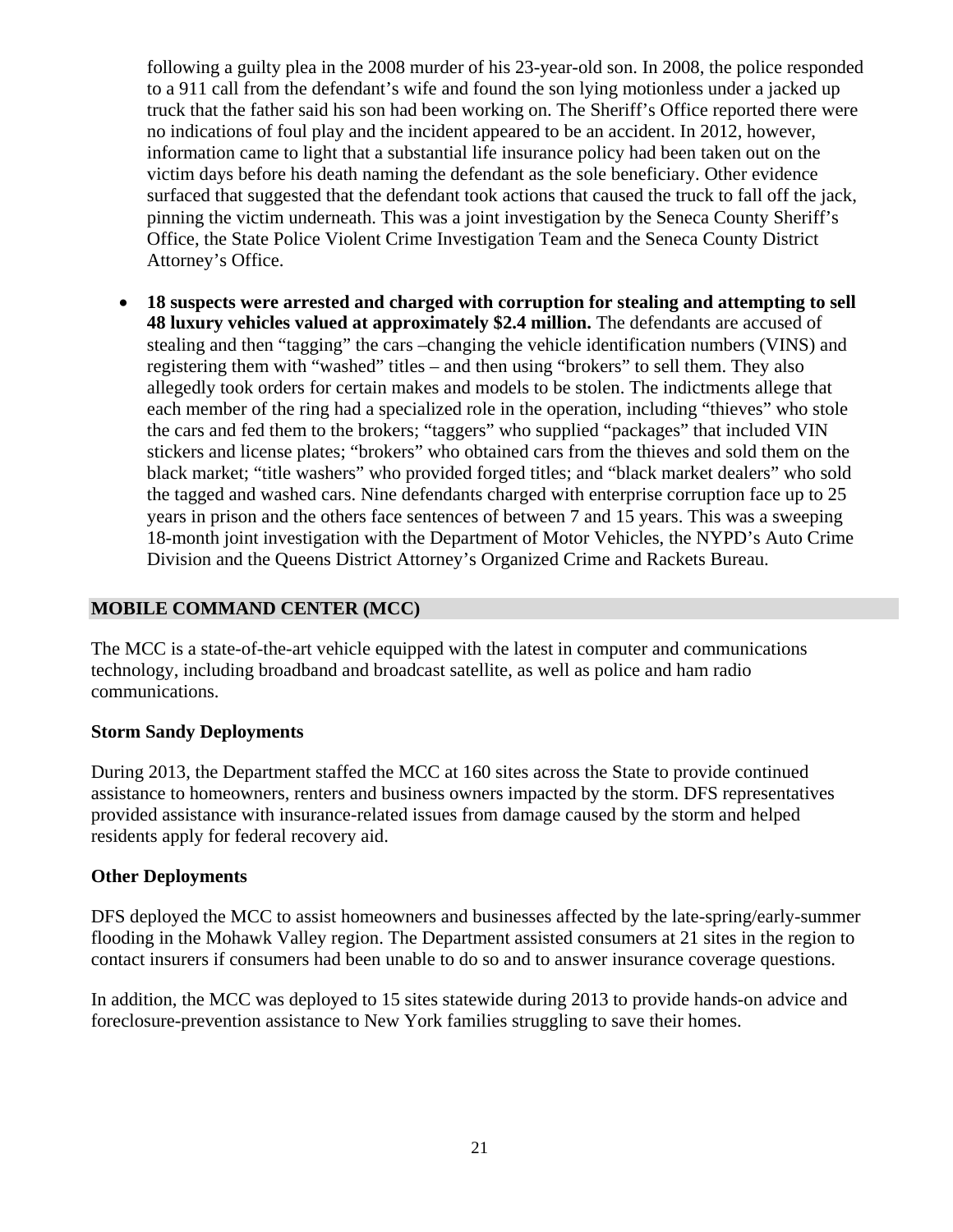following a guilty plea in the 2008 murder of his 23-year-old son. In 2008, the police responded to a 911 call from the defendant's wife and found the son lying motionless under a jacked up truck that the father said his son had been working on. The Sheriff's Office reported there were no indications of foul play and the incident appeared to be an accident. In 2012, however, information came to light that a substantial life insurance policy had been taken out on the victim days before his death naming the defendant as the sole beneficiary. Other evidence surfaced that suggested that the defendant took actions that caused the truck to fall off the jack, pinning the victim underneath. This was a joint investigation by the Seneca County Sheriff's Office, the State Police Violent Crime Investigation Team and the Seneca County District Attorney's Office.

- **18 suspects were arrested and charged with corruption for stealing and attempting to sell 48 luxury vehicles valued at approximately $2.4 million.** The defendants are accused of stealing and then "tagging" the cars –changing the vehicle identification numbers (VINS) and registering them with "washed" titles – and then using "brokers" to sell them. They also allegedly took orders for certain makes and models to be stolen. The indictments allege that each member of the ring had a specialized role in the operation, including "thieves" who stole the cars and fed them to the brokers; "taggers" who supplied "packages" that included VIN stickers and license plates; "brokers" who obtained cars from the thieves and sold them on the black market; "title washers" who provided forged titles; and "black market dealers" who sold the tagged and washed cars. Nine defendants charged with enterprise corruption face up to 25 years in prison and the others face sentences of between 7 and 15 years. This was a sweeping 18-month joint investigation with the Department of Motor Vehicles, the NYPD's Auto Crime Division and the Queens District Attorney's Organized Crime and Rackets Bureau.

## MOBILE COMMAND CENTER (MCC)

The MCC is a state-of-the-art vehicle equipped with the latest in computer and communications technology, including broadband and broadcast satellite, as well as police and ham radio communications.

### Storm Sandy Deployments

During 2013, the Department staffed the MCC at 160 sites across the State to provide continued assistance to homeowners, renters and business owners impacted by the storm. DFS representatives provided assistance with insurance-related issues from damage caused by the storm and helped residents apply for federal recovery aid.

### Other Deployments

DFS deployed the MCC to assist homeowners and businesses affected by the late-spring/early-summer flooding in the Mohawk Valley region. The Department assisted consumers at 21 sites in the region to contact insurers if consumers had been unable to do so and to answer insurance coverage questions.

In addition, the MCC was deployed to 15 sites statewide during 2013 to provide hands-on advice and foreclosure-prevention assistance to New York families struggling to save their homes.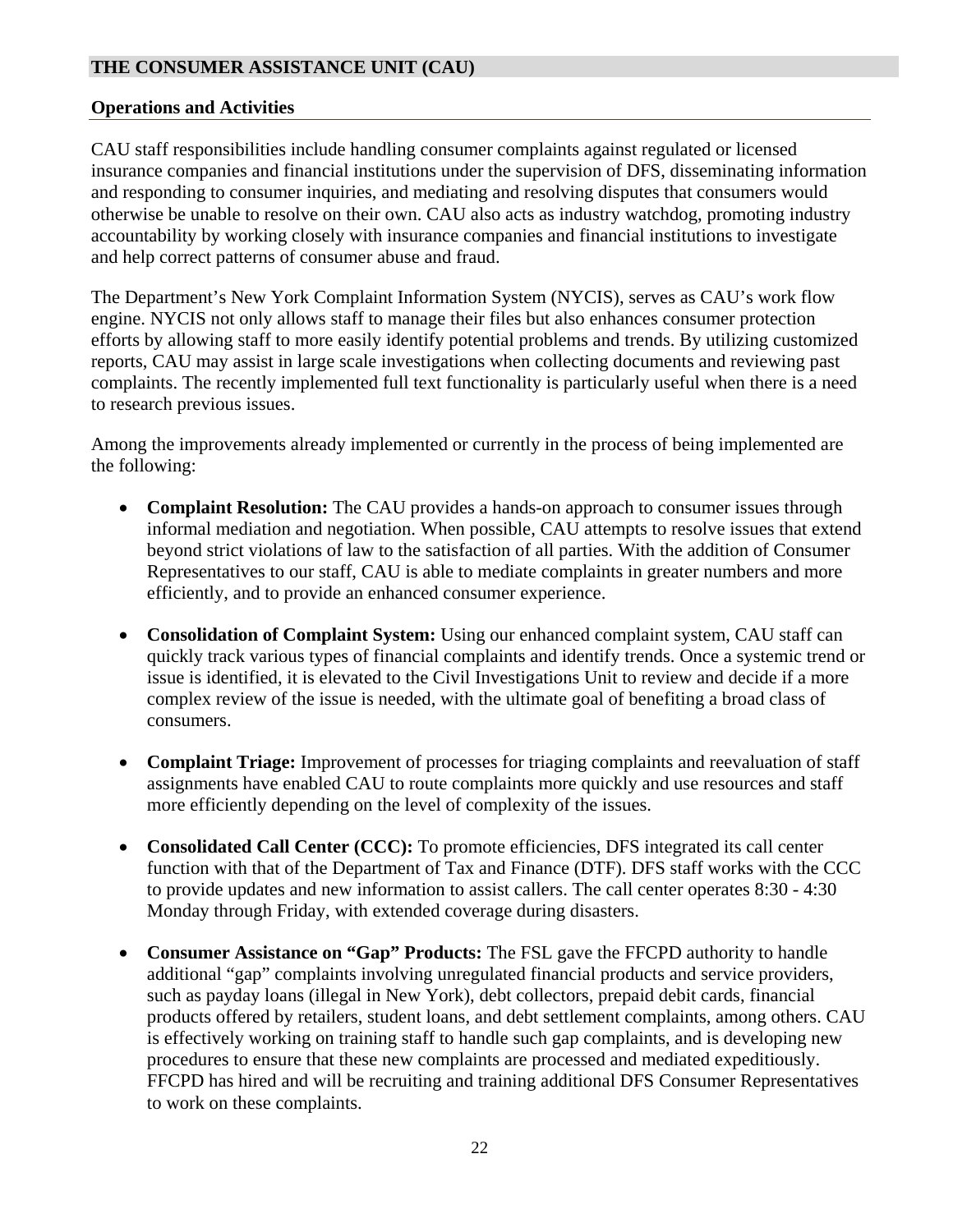## THE CONSUMER ASSISTANCE UNIT (CAU)

### Operations and Activities

CAU staff responsibilities include handling consumer complaints against regulated or licensed insurance companies and financial institutions under the supervision of DFS, disseminating information and responding to consumer inquiries, and mediating and resolving disputes that consumers would otherwise be unable to resolve on their own. CAU also acts as industry watchdog, promoting industry accountability by working closely with insurance companies and financial institutions to investigate and help correct patterns of consumer abuse and fraud.

The Department's New York Complaint Information System (NYCIS), serves as CAU's work flow engine. NYCIS not only allows staff to manage their files but also enhances consumer protection efforts by allowing staff to more easily identify potential problems and trends. By utilizing customized reports, CAU may assist in large scale investigations when collecting documents and reviewing past complaints. The recently implemented full text functionality is particularly useful when there is a need to research previous issues.

Among the improvements already implemented or currently in the process of being implemented are the following:

- **Complaint Resolution:** The CAU provides a hands-on approach to consumer issues through informal mediation and negotiation. When possible, CAU attempts to resolve issues that extend beyond strict violations of law to the satisfaction of all parties. With the addition of Consumer Representatives to our staff, CAU is able to mediate complaints in greater numbers and more efficiently, and to provide an enhanced consumer experience.

- **Consolidation of Complaint System:** Using our enhanced complaint system, CAU staff can quickly track various types of financial complaints and identify trends. Once a systemic trend or issue is identified, it is elevated to the Civil Investigations Unit to review and decide if a more complex review of the issue is needed, with the ultimate goal of benefiting a broad class of consumers.

- **Complaint Triage:** Improvement of processes for triaging complaints and reevaluation of staff assignments have enabled CAU to route complaints more quickly and use resources and staff more efficiently depending on the level of complexity of the issues.

- **Consolidated Call Center (CCC):** To promote efficiencies, DFS integrated its call center function with that of the Department of Tax and Finance (DTF). DFS staff works with the CCC to provide updates and new information to assist callers. The call center operates 8:30 - 4:30 Monday through Friday, with extended coverage during disasters.

- **Consumer Assistance on "Gap" Products:** The FSL gave the FFCPD authority to handle additional "gap" complaints involving unregulated financial products and service providers, such as payday loans (illegal in New York), debt collectors, prepaid debit cards, financial products offered by retailers, student loans, and debt settlement complaints, among others. CAU is effectively working on training staff to handle such gap complaints, and is developing new procedures to ensure that these new complaints are processed and mediated expeditiously. FFCPD has hired and will be recruiting and training additional DFS Consumer Representatives to work on these complaints.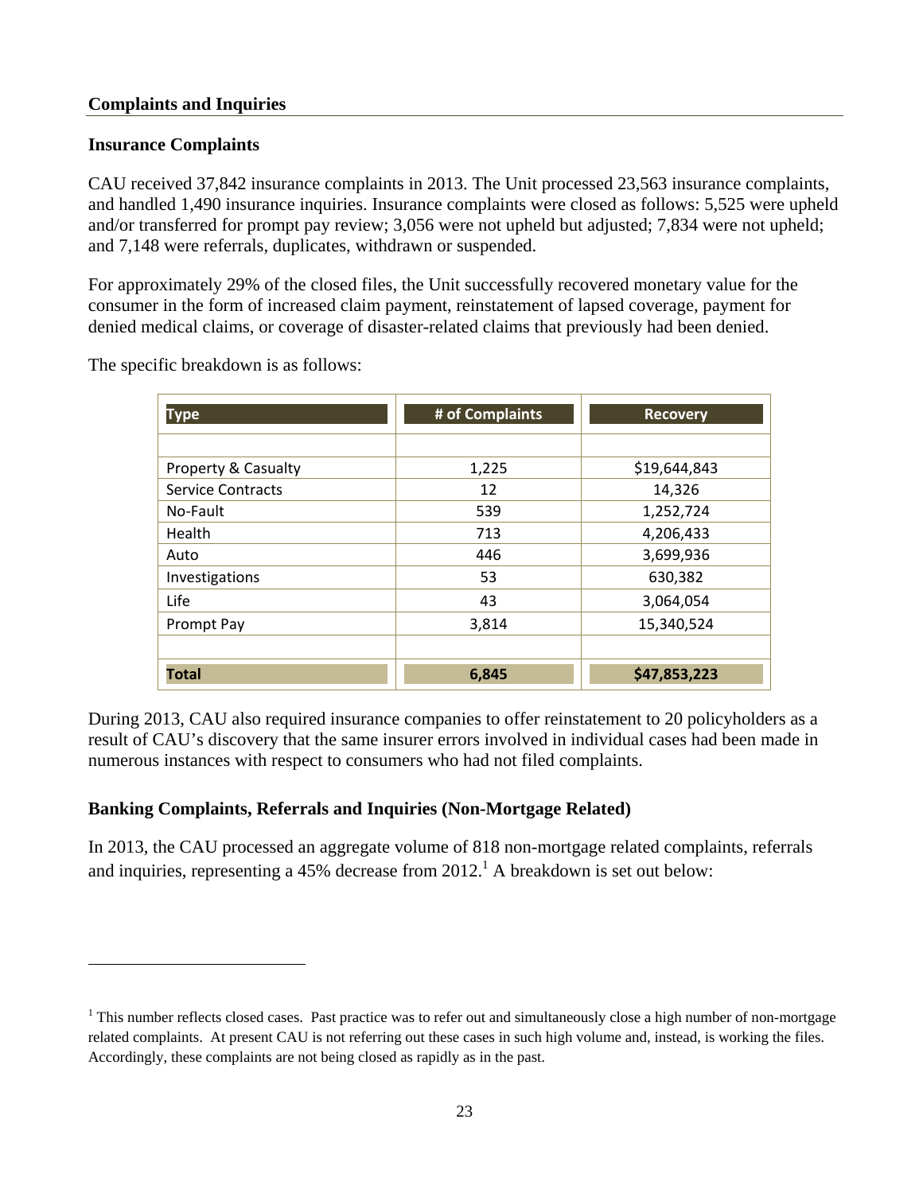## Complaints and Inquiries

### Insurance Complaints

CAU received 37,842 insurance complaints in 2013. The Unit processed 23,563 insurance complaints, and handled 1,490 insurance inquiries. Insurance complaints were closed as follows: 5,525 were upheld and/or transferred for prompt pay review; 3,056 were not upheld but adjusted; 7,834 were not upheld; and 7,148 were referrals, duplicates, withdrawn or suspended.

For approximately 29% of the closed files, the Unit successfully recovered monetary value for the consumer in the form of increased claim payment, reinstatement of lapsed coverage, payment for denied medical claims, or coverage of disaster-related claims that previously had been denied.

The specific breakdown is as follows:

| Type | # of Complaints | Recovery |
|---|---|---|
| Property & Casualty | 1,225 | $19,644,843 |
| Service Contracts | 12 | 14,326 |
| No-Fault | 539 | 1,252,724 |
| Health | 713 | 4,206,433 |
| Auto | 446 | 3,699,936 |
| Investigations | 53 | 630,382 |
| Life | 43 | 3,064,054 |
| Prompt Pay | 3,814 | 15,340,524 |
| **Total** | **6,845** | **$47,853,223** |

During 2013, CAU also required insurance companies to offer reinstatement to 20 policyholders as a result of CAU's discovery that the same insurer errors involved in individual cases had been made in numerous instances with respect to consumers who had not filed complaints.

### Banking Complaints, Referrals and Inquiries (Non-Mortgage Related)

In 2013, the CAU processed an aggregate volume of 818 non-mortgage related complaints, referrals and inquiries, representing a 45% decrease from 2012.[1] A breakdown is set out below:

[1] This number reflects closed cases. Past practice was to refer out and simultaneously close a high number of non-mortgage related complaints. At present CAU is not referring out these cases in such high volume and, instead, is working the files. Accordingly, these complaints are not being closed as rapidly as in the past.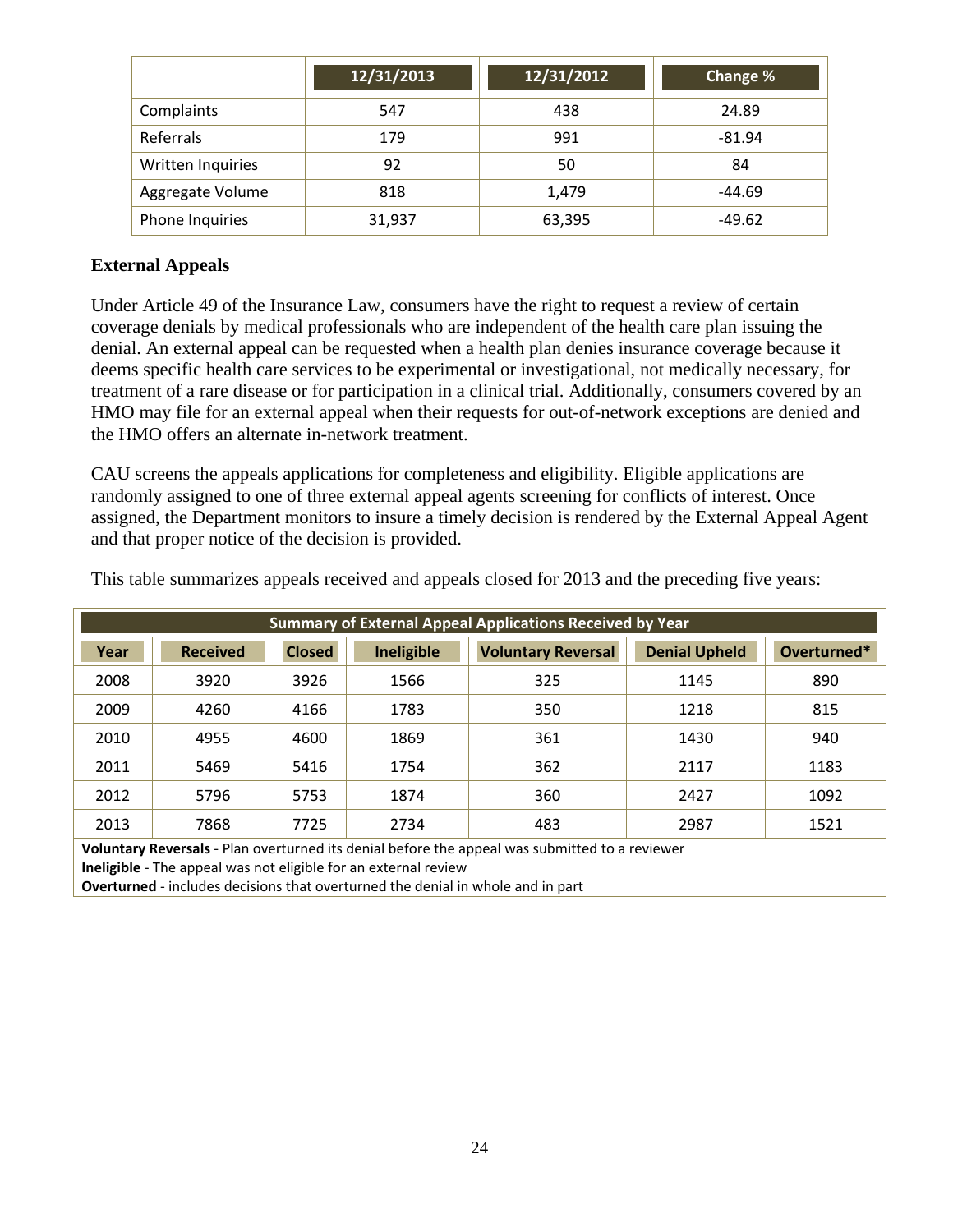| | 12/31/2013 | 12/31/2012 | Change % |
|---|---|---|---|
| Complaints | 547 | 438 | 24.89 |
| Referrals | 179 | 991 | -81.94 |
| Written Inquiries | 92 | 50 | 84 |
| Aggregate Volume | 818 | 1,479 | -44.69 |
| Phone Inquiries | 31,937 | 63,395 | -49.62 |

### External Appeals

Under Article 49 of the Insurance Law, consumers have the right to request a review of certain coverage denials by medical professionals who are independent of the health care plan issuing the denial. An external appeal can be requested when a health plan denies insurance coverage because it deems specific health care services to be experimental or investigational, not medically necessary, for treatment of a rare disease or for participation in a clinical trial. Additionally, consumers covered by an HMO may file for an external appeal when their requests for out-of-network exceptions are denied and the HMO offers an alternate in-network treatment.

CAU screens the appeals applications for completeness and eligibility. Eligible applications are randomly assigned to one of three external appeal agents screening for conflicts of interest. Once assigned, the Department monitors to insure a timely decision is rendered by the External Appeal Agent and that proper notice of the decision is provided.

This table summarizes appeals received and appeals closed for 2013 and the preceding five years:

**Summary of External Appeal Applications Received by Year**

| Year | Received | Closed | Ineligible | Voluntary Reversal | Denial Upheld | Overturned* |
|---|---|---|---|---|---|---|
| 2008 | 3920 | 3926 | 1566 | 325 | 1145 | 890 |
| 2009 | 4260 | 4166 | 1783 | 350 | 1218 | 815 |
| 2010 | 4955 | 4600 | 1869 | 361 | 1430 | 940 |
| 2011 | 5469 | 5416 | 1754 | 362 | 2117 | 1183 |
| 2012 | 5796 | 5753 | 1874 | 360 | 2427 | 1092 |
| 2013 | 7868 | 7725 | 2734 | 483 | 2987 | 1521 |

**Voluntary Reversals** - Plan overturned its denial before the appeal was submitted to a reviewer
**Ineligible** - The appeal was not eligible for an external review
**Overturned** - includes decisions that overturned the denial in whole and in part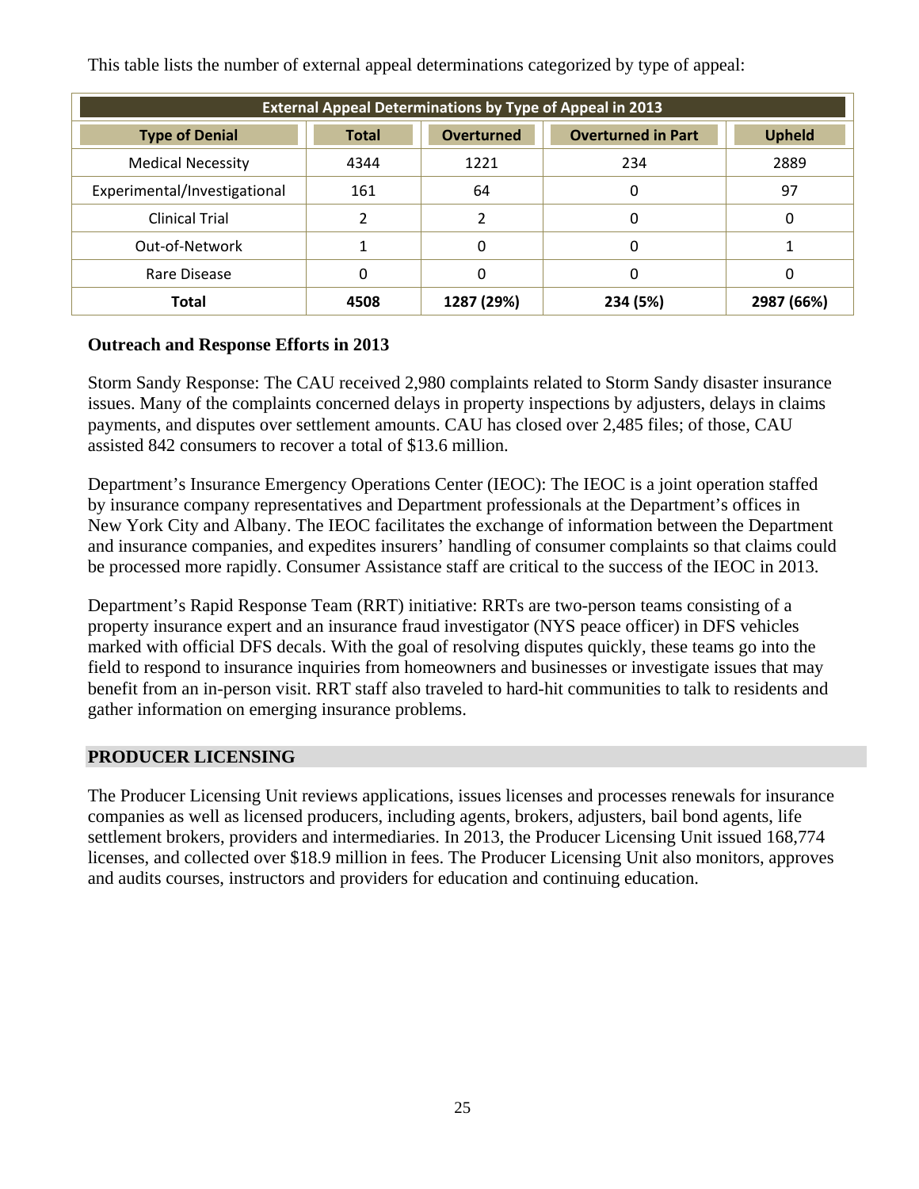This table lists the number of external appeal determinations categorized by type of appeal:

| External Appeal Determinations by Type of Appeal in 2013 | | | | |
|---|---|---|---|---|
| **Type of Denial** | **Total** | **Overturned** | **Overturned in Part** | **Upheld** |
| Medical Necessity | 4344 | 1221 | 234 | 2889 |
| Experimental/Investigational | 161 | 64 | 0 | 97 |
| Clinical Trial | 2 | 2 | 0 | 0 |
| Out-of-Network | 1 | 0 | 0 | 1 |
| Rare Disease | 0 | 0 | 0 | 0 |
| **Total** | **4508** | **1287 (29%)** | **234 (5%)** | **2987 (66%)** |

**Outreach and Response Efforts in 2013**

Storm Sandy Response: The CAU received 2,980 complaints related to Storm Sandy disaster insurance issues. Many of the complaints concerned delays in property inspections by adjusters, delays in claims payments, and disputes over settlement amounts. CAU has closed over 2,485 files; of those, CAU assisted 842 consumers to recover a total of $13.6 million.

Department's Insurance Emergency Operations Center (IEOC): The IEOC is a joint operation staffed by insurance company representatives and Department professionals at the Department's offices in New York City and Albany. The IEOC facilitates the exchange of information between the Department and insurance companies, and expedites insurers' handling of consumer complaints so that claims could be processed more rapidly. Consumer Assistance staff are critical to the success of the IEOC in 2013.

Department's Rapid Response Team (RRT) initiative: RRTs are two-person teams consisting of a property insurance expert and an insurance fraud investigator (NYS peace officer) in DFS vehicles marked with official DFS decals. With the goal of resolving disputes quickly, these teams go into the field to respond to insurance inquiries from homeowners and businesses or investigate issues that may benefit from an in-person visit. RRT staff also traveled to hard-hit communities to talk to residents and gather information on emerging insurance problems.

## PRODUCER LICENSING

The Producer Licensing Unit reviews applications, issues licenses and processes renewals for insurance companies as well as licensed producers, including agents, brokers, adjusters, bail bond agents, life settlement brokers, providers and intermediaries. In 2013, the Producer Licensing Unit issued 168,774 licenses, and collected over $18.9 million in fees. The Producer Licensing Unit also monitors, approves and audits courses, instructors and providers for education and continuing education.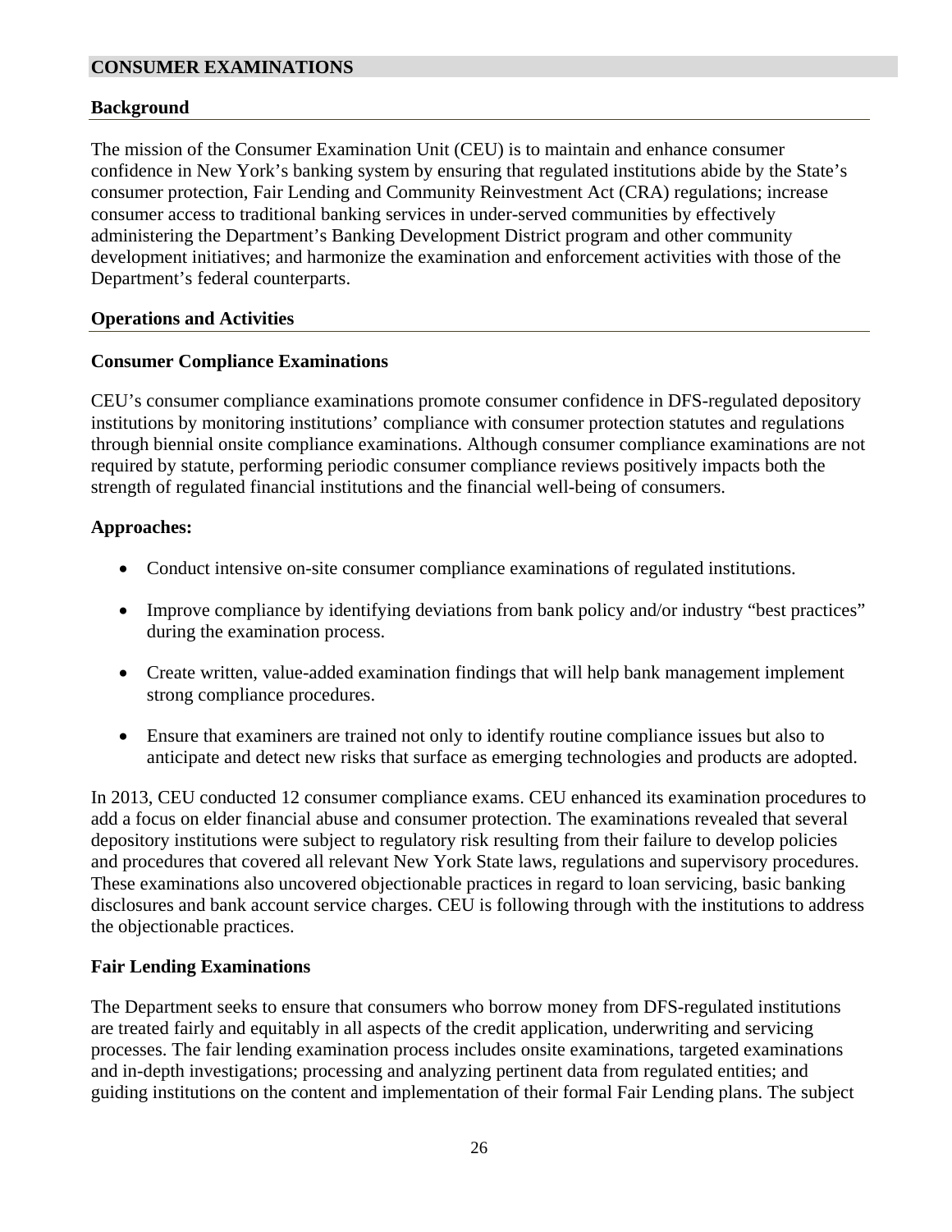## CONSUMER EXAMINATIONS

### Background

The mission of the Consumer Examination Unit (CEU) is to maintain and enhance consumer confidence in New York's banking system by ensuring that regulated institutions abide by the State's consumer protection, Fair Lending and Community Reinvestment Act (CRA) regulations; increase consumer access to traditional banking services in under-served communities by effectively administering the Department's Banking Development District program and other community development initiatives; and harmonize the examination and enforcement activities with those of the Department's federal counterparts.

### Operations and Activities

#### Consumer Compliance Examinations

CEU's consumer compliance examinations promote consumer confidence in DFS-regulated depository institutions by monitoring institutions' compliance with consumer protection statutes and regulations through biennial onsite compliance examinations. Although consumer compliance examinations are not required by statute, performing periodic consumer compliance reviews positively impacts both the strength of regulated financial institutions and the financial well-being of consumers.

**Approaches:**

- Conduct intensive on-site consumer compliance examinations of regulated institutions.
- Improve compliance by identifying deviations from bank policy and/or industry "best practices" during the examination process.
- Create written, value-added examination findings that will help bank management implement strong compliance procedures.
- Ensure that examiners are trained not only to identify routine compliance issues but also to anticipate and detect new risks that surface as emerging technologies and products are adopted.

In 2013, CEU conducted 12 consumer compliance exams. CEU enhanced its examination procedures to add a focus on elder financial abuse and consumer protection. The examinations revealed that several depository institutions were subject to regulatory risk resulting from their failure to develop policies and procedures that covered all relevant New York State laws, regulations and supervisory procedures. These examinations also uncovered objectionable practices in regard to loan servicing, basic banking disclosures and bank account service charges. CEU is following through with the institutions to address the objectionable practices.

#### Fair Lending Examinations

The Department seeks to ensure that consumers who borrow money from DFS-regulated institutions are treated fairly and equitably in all aspects of the credit application, underwriting and servicing processes. The fair lending examination process includes onsite examinations, targeted examinations and in-depth investigations; processing and analyzing pertinent data from regulated entities; and guiding institutions on the content and implementation of their formal Fair Lending plans. The subject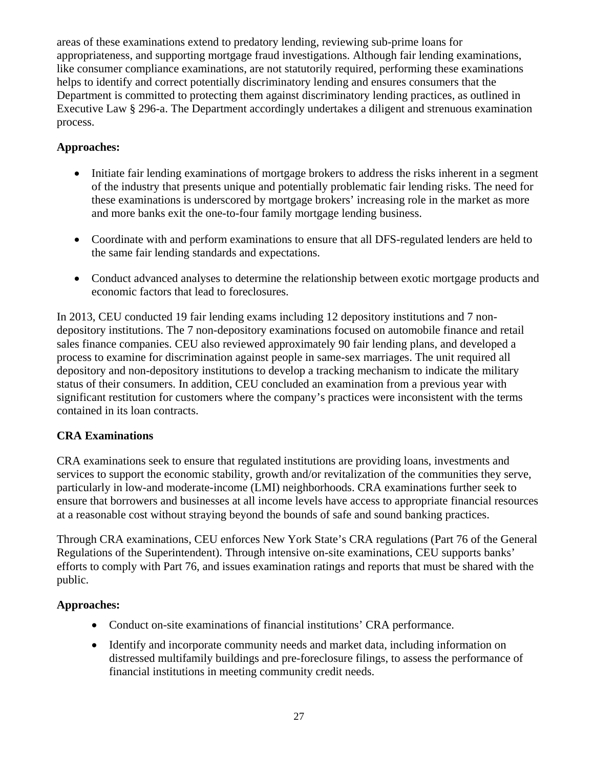areas of these examinations extend to predatory lending, reviewing sub-prime loans for appropriateness, and supporting mortgage fraud investigations. Although fair lending examinations, like consumer compliance examinations, are not statutorily required, performing these examinations helps to identify and correct potentially discriminatory lending and ensures consumers that the Department is committed to protecting them against discriminatory lending practices, as outlined in Executive Law § 296-a. The Department accordingly undertakes a diligent and strenuous examination process.

**Approaches:**

- Initiate fair lending examinations of mortgage brokers to address the risks inherent in a segment of the industry that presents unique and potentially problematic fair lending risks. The need for these examinations is underscored by mortgage brokers' increasing role in the market as more and more banks exit the one-to-four family mortgage lending business.

- Coordinate with and perform examinations to ensure that all DFS-regulated lenders are held to the same fair lending standards and expectations.

- Conduct advanced analyses to determine the relationship between exotic mortgage products and economic factors that lead to foreclosures.

In 2013, CEU conducted 19 fair lending exams including 12 depository institutions and 7 non-depository institutions. The 7 non-depository examinations focused on automobile finance and retail sales finance companies. CEU also reviewed approximately 90 fair lending plans, and developed a process to examine for discrimination against people in same-sex marriages. The unit required all depository and non-depository institutions to develop a tracking mechanism to indicate the military status of their consumers. In addition, CEU concluded an examination from a previous year with significant restitution for customers where the company's practices were inconsistent with the terms contained in its loan contracts.

**CRA Examinations**

CRA examinations seek to ensure that regulated institutions are providing loans, investments and services to support the economic stability, growth and/or revitalization of the communities they serve, particularly in low-and moderate-income (LMI) neighborhoods. CRA examinations further seek to ensure that borrowers and businesses at all income levels have access to appropriate financial resources at a reasonable cost without straying beyond the bounds of safe and sound banking practices.

Through CRA examinations, CEU enforces New York State's CRA regulations (Part 76 of the General Regulations of the Superintendent). Through intensive on-site examinations, CEU supports banks' efforts to comply with Part 76, and issues examination ratings and reports that must be shared with the public.

**Approaches:**

- Conduct on-site examinations of financial institutions' CRA performance.
- Identify and incorporate community needs and market data, including information on distressed multifamily buildings and pre-foreclosure filings, to assess the performance of financial institutions in meeting community credit needs.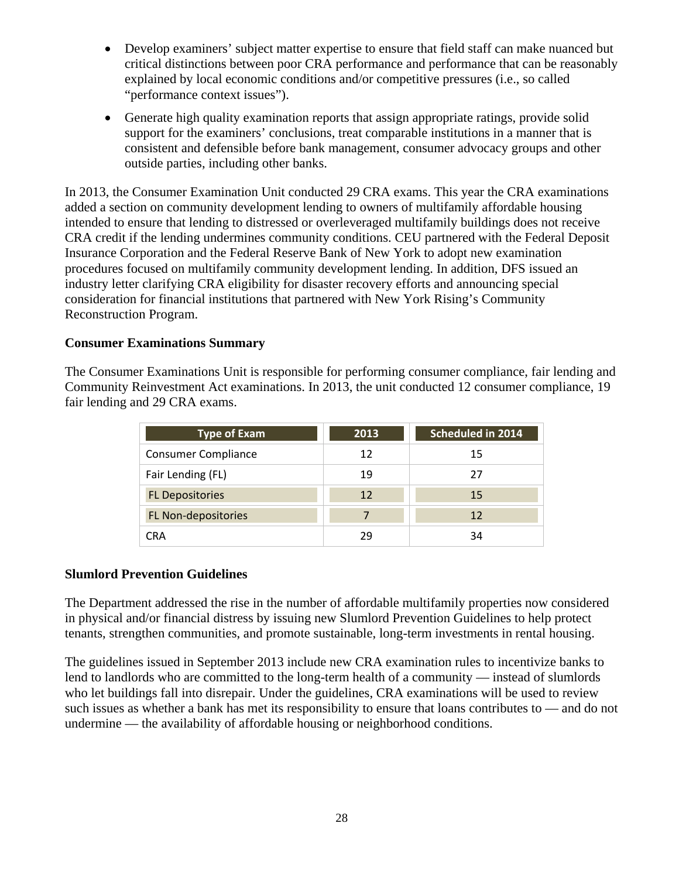- Develop examiners' subject matter expertise to ensure that field staff can make nuanced but critical distinctions between poor CRA performance and performance that can be reasonably explained by local economic conditions and/or competitive pressures (i.e., so called "performance context issues").
- Generate high quality examination reports that assign appropriate ratings, provide solid support for the examiners' conclusions, treat comparable institutions in a manner that is consistent and defensible before bank management, consumer advocacy groups and other outside parties, including other banks.

In 2013, the Consumer Examination Unit conducted 29 CRA exams. This year the CRA examinations added a section on community development lending to owners of multifamily affordable housing intended to ensure that lending to distressed or overleveraged multifamily buildings does not receive CRA credit if the lending undermines community conditions. CEU partnered with the Federal Deposit Insurance Corporation and the Federal Reserve Bank of New York to adopt new examination procedures focused on multifamily community development lending. In addition, DFS issued an industry letter clarifying CRA eligibility for disaster recovery efforts and announcing special consideration for financial institutions that partnered with New York Rising's Community Reconstruction Program.

**Consumer Examinations Summary**

The Consumer Examinations Unit is responsible for performing consumer compliance, fair lending and Community Reinvestment Act examinations. In 2013, the unit conducted 12 consumer compliance, 19 fair lending and 29 CRA exams.

| Type of Exam | 2013 | Scheduled in 2014 |
|---|---|---|
| Consumer Compliance | 12 | 15 |
| Fair Lending (FL) | 19 | 27 |
| FL Depositories | 12 | 15 |
| FL Non-depositories | 7 | 12 |
| CRA | 29 | 34 |

**Slumlord Prevention Guidelines**

The Department addressed the rise in the number of affordable multifamily properties now considered in physical and/or financial distress by issuing new Slumlord Prevention Guidelines to help protect tenants, strengthen communities, and promote sustainable, long-term investments in rental housing.

The guidelines issued in September 2013 include new CRA examination rules to incentivize banks to lend to landlords who are committed to the long-term health of a community — instead of slumlords who let buildings fall into disrepair. Under the guidelines, CRA examinations will be used to review such issues as whether a bank has met its responsibility to ensure that loans contributes to — and do not undermine — the availability of affordable housing or neighborhood conditions.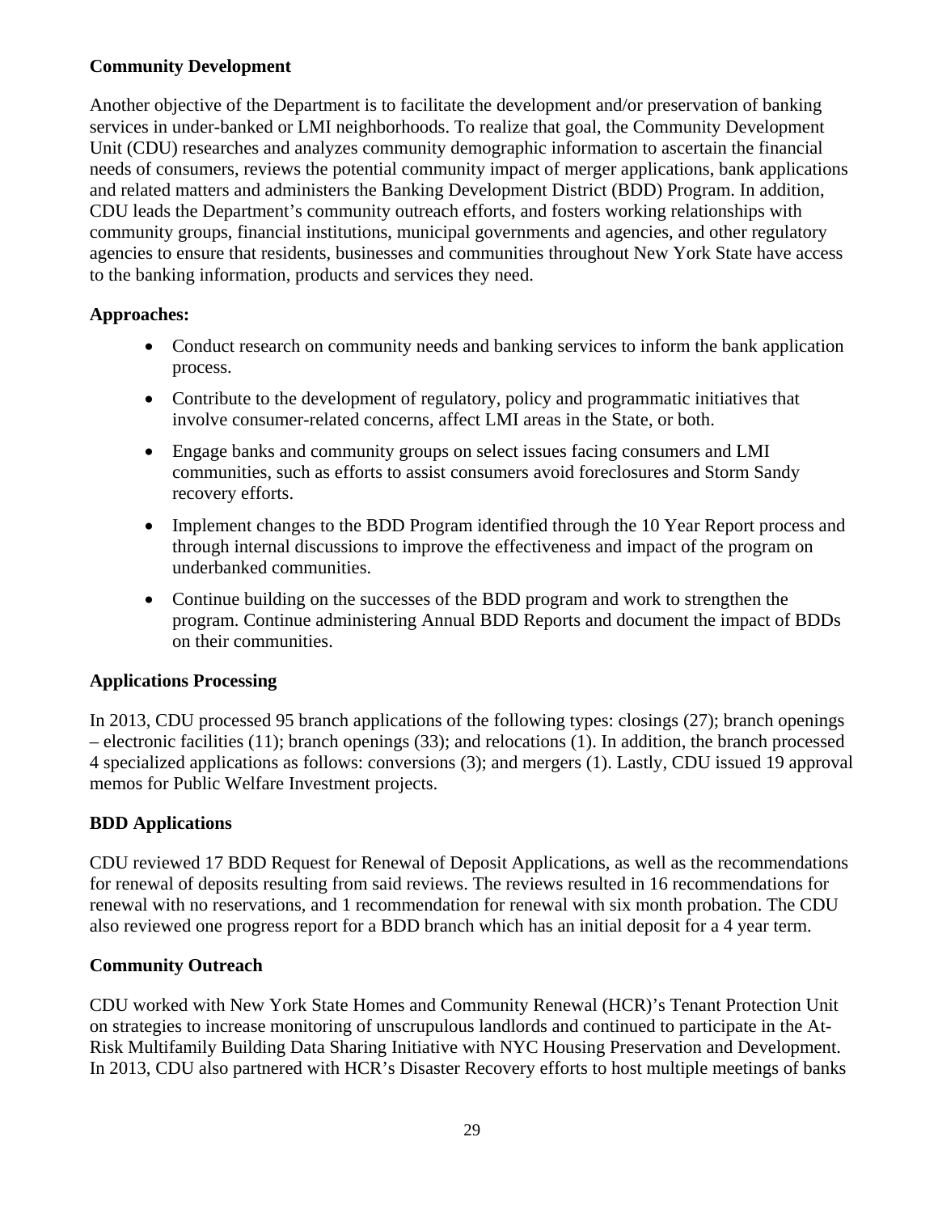**Community Development**

Another objective of the Department is to facilitate the development and/or preservation of banking services in under-banked or LMI neighborhoods. To realize that goal, the Community Development Unit (CDU) researches and analyzes community demographic information to ascertain the financial needs of consumers, reviews the potential community impact of merger applications, bank applications and related matters and administers the Banking Development District (BDD) Program. In addition, CDU leads the Department's community outreach efforts, and fosters working relationships with community groups, financial institutions, municipal governments and agencies, and other regulatory agencies to ensure that residents, businesses and communities throughout New York State have access to the banking information, products and services they need.

**Approaches:**

- Conduct research on community needs and banking services to inform the bank application process.
- Contribute to the development of regulatory, policy and programmatic initiatives that involve consumer-related concerns, affect LMI areas in the State, or both.
- Engage banks and community groups on select issues facing consumers and LMI communities, such as efforts to assist consumers avoid foreclosures and Storm Sandy recovery efforts.
- Implement changes to the BDD Program identified through the 10 Year Report process and through internal discussions to improve the effectiveness and impact of the program on underbanked communities.
- Continue building on the successes of the BDD program and work to strengthen the program. Continue administering Annual BDD Reports and document the impact of BDDs on their communities.

**Applications Processing**

In 2013, CDU processed 95 branch applications of the following types: closings (27); branch openings – electronic facilities (11); branch openings (33); and relocations (1). In addition, the branch processed 4 specialized applications as follows: conversions (3); and mergers (1). Lastly, CDU issued 19 approval memos for Public Welfare Investment projects.

**BDD Applications**

CDU reviewed 17 BDD Request for Renewal of Deposit Applications, as well as the recommendations for renewal of deposits resulting from said reviews. The reviews resulted in 16 recommendations for renewal with no reservations, and 1 recommendation for renewal with six month probation. The CDU also reviewed one progress report for a BDD branch which has an initial deposit for a 4 year term.

**Community Outreach**

CDU worked with New York State Homes and Community Renewal (HCR)'s Tenant Protection Unit on strategies to increase monitoring of unscrupulous landlords and continued to participate in the At-Risk Multifamily Building Data Sharing Initiative with NYC Housing Preservation and Development. In 2013, CDU also partnered with HCR's Disaster Recovery efforts to host multiple meetings of banks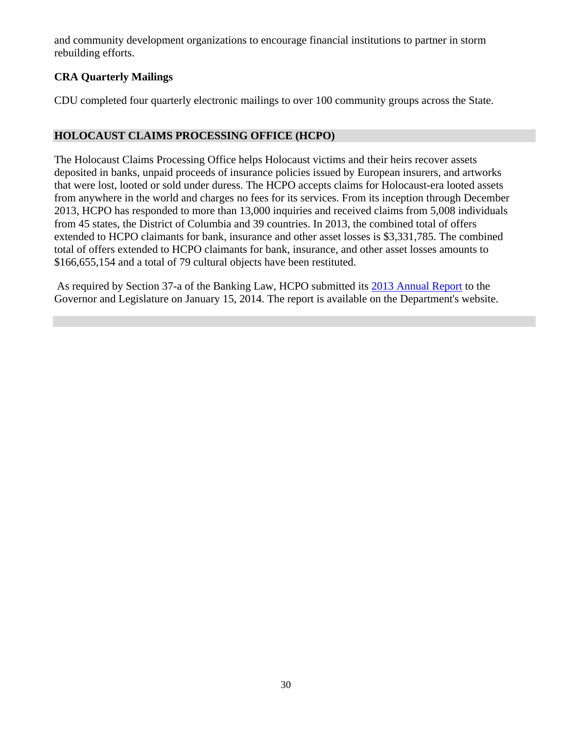and community development organizations to encourage financial institutions to partner in storm rebuilding efforts.

**CRA Quarterly Mailings**

CDU completed four quarterly electronic mailings to over 100 community groups across the State.

## HOLOCAUST CLAIMS PROCESSING OFFICE (HCPO)

The Holocaust Claims Processing Office helps Holocaust victims and their heirs recover assets deposited in banks, unpaid proceeds of insurance policies issued by European insurers, and artworks that were lost, looted or sold under duress. The HCPO accepts claims for Holocaust-era looted assets from anywhere in the world and charges no fees for its services. From its inception through December 2013, HCPO has responded to more than 13,000 inquiries and received claims from 5,008 individuals from 45 states, the District of Columbia and 39 countries. In 2013, the combined total of offers extended to HCPO claimants for bank, insurance and other asset losses is $3,331,785. The combined total of offers extended to HCPO claimants for bank, insurance, and other asset losses amounts to $166,655,154 and a total of 79 cultural objects have been restituted.

As required by Section 37-a of the Banking Law, HCPO submitted its 2013 Annual Report to the Governor and Legislature on January 15, 2014. The report is available on the Department's website.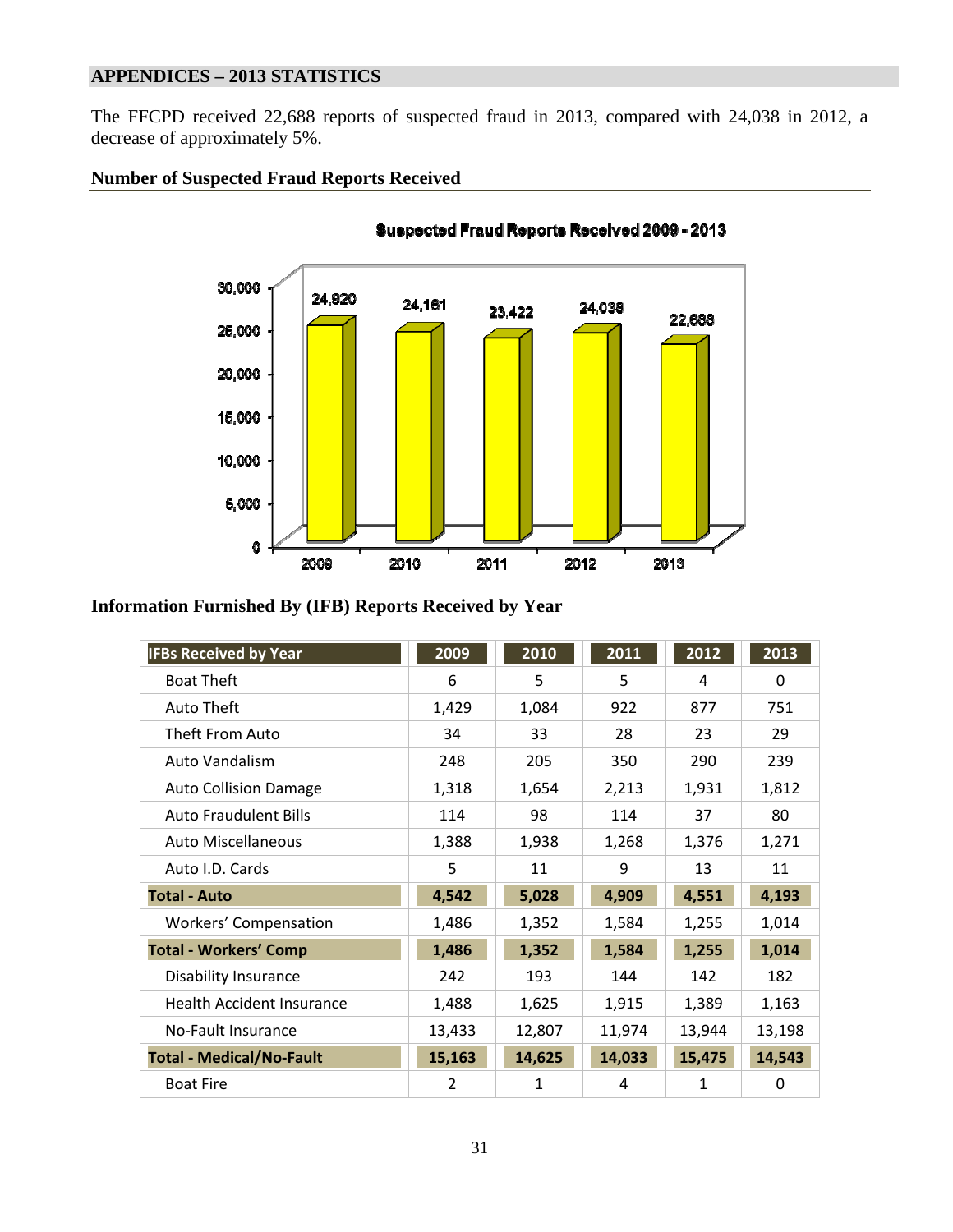## APPENDICES – 2013 STATISTICS

The FFCPD received 22,688 reports of suspected fraud in 2013, compared with 24,038 in 2012, a decrease of approximately 5%.

### Number of Suspected Fraud Reports Received

**Suspected Fraud Reports Received 2009 - 2013**

| Year | Reports |
|---|---|
| 2009 | 24,920 |
| 2010 | 24,161 |
| 2011 | 23,422 |
| 2012 | 24,038 |
| 2013 | 22,688 |

### Information Furnished By (IFB) Reports Received by Year

| IFBs Received by Year | 2009 | 2010 | 2011 | 2012 | 2013 |
|---|---|---|---|---|---|
| Boat Theft | 6 | 5 | 5 | 4 | 0 |
| Auto Theft | 1,429 | 1,084 | 922 | 877 | 751 |
| Theft From Auto | 34 | 33 | 28 | 23 | 29 |
| Auto Vandalism | 248 | 205 | 350 | 290 | 239 |
| Auto Collision Damage | 1,318 | 1,654 | 2,213 | 1,931 | 1,812 |
| Auto Fraudulent Bills | 114 | 98 | 114 | 37 | 80 |
| Auto Miscellaneous | 1,388 | 1,938 | 1,268 | 1,376 | 1,271 |
| Auto I.D. Cards | 5 | 11 | 9 | 13 | 11 |
| **Total - Auto** | **4,542** | **5,028** | **4,909** | **4,551** | **4,193** |
| Workers' Compensation | 1,486 | 1,352 | 1,584 | 1,255 | 1,014 |
| **Total - Workers' Comp** | **1,486** | **1,352** | **1,584** | **1,255** | **1,014** |
| Disability Insurance | 242 | 193 | 144 | 142 | 182 |
| Health Accident Insurance | 1,488 | 1,625 | 1,915 | 1,389 | 1,163 |
| No-Fault Insurance | 13,433 | 12,807 | 11,974 | 13,944 | 13,198 |
| **Total - Medical/No-Fault** | **15,163** | **14,625** | **14,033** | **15,475** | **14,543** |
| Boat Fire | 2 | 1 | 4 | 1 | 0 |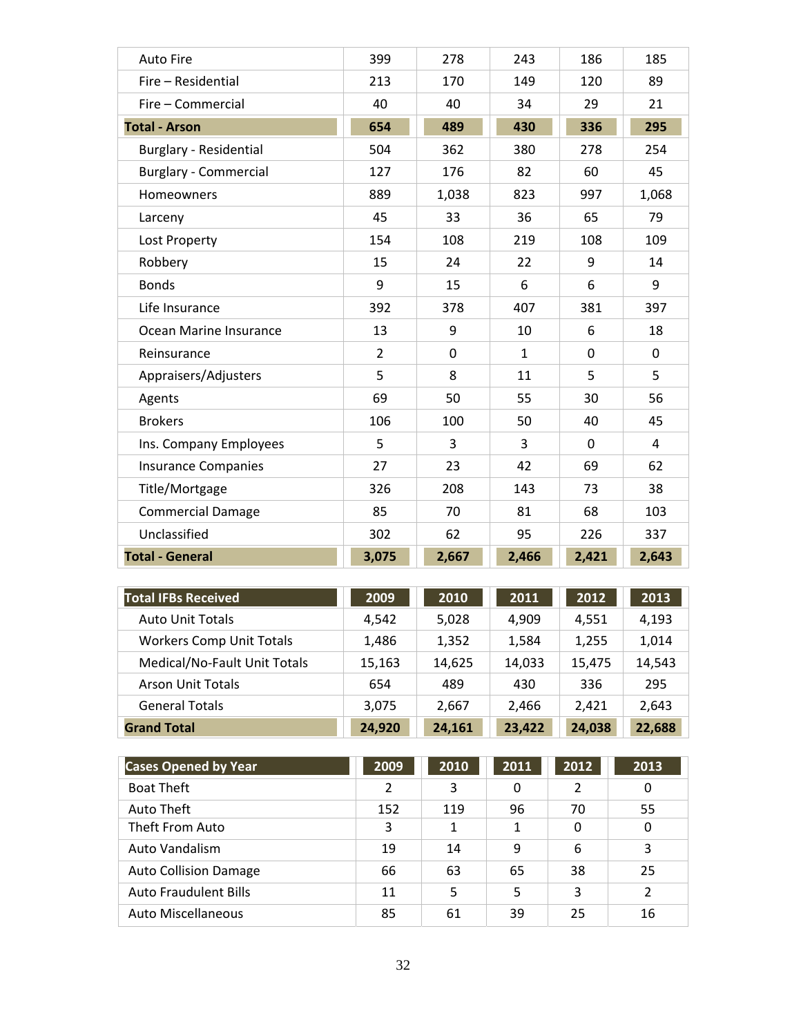| | | | | | |
|---|---|---|---|---|---|
| Auto Fire | 399 | 278 | 243 | 186 | 185 |
| Fire – Residential | 213 | 170 | 149 | 120 | 89 |
| Fire – Commercial | 40 | 40 | 34 | 29 | 21 |
| **Total - Arson** | **654** | **489** | **430** | **336** | **295** |
| Burglary - Residential | 504 | 362 | 380 | 278 | 254 |
| Burglary - Commercial | 127 | 176 | 82 | 60 | 45 |
| Homeowners | 889 | 1,038 | 823 | 997 | 1,068 |
| Larceny | 45 | 33 | 36 | 65 | 79 |
| Lost Property | 154 | 108 | 219 | 108 | 109 |
| Robbery | 15 | 24 | 22 | 9 | 14 |
| Bonds | 9 | 15 | 6 | 6 | 9 |
| Life Insurance | 392 | 378 | 407 | 381 | 397 |
| Ocean Marine Insurance | 13 | 9 | 10 | 6 | 18 |
| Reinsurance | 2 | 0 | 1 | 0 | 0 |
| Appraisers/Adjusters | 5 | 8 | 11 | 5 | 5 |
| Agents | 69 | 50 | 55 | 30 | 56 |
| Brokers | 106 | 100 | 50 | 40 | 45 |
| Ins. Company Employees | 5 | 3 | 3 | 0 | 4 |
| Insurance Companies | 27 | 23 | 42 | 69 | 62 |
| Title/Mortgage | 326 | 208 | 143 | 73 | 38 |
| Commercial Damage | 85 | 70 | 81 | 68 | 103 |
| Unclassified | 302 | 62 | 95 | 226 | 337 |
| **Total - General** | **3,075** | **2,667** | **2,466** | **2,421** | **2,643** |

| Total IFBs Received | 2009 | 2010 | 2011 | 2012 | 2013 |
|---|---|---|---|---|---|
| Auto Unit Totals | 4,542 | 5,028 | 4,909 | 4,551 | 4,193 |
| Workers Comp Unit Totals | 1,486 | 1,352 | 1,584 | 1,255 | 1,014 |
| Medical/No-Fault Unit Totals | 15,163 | 14,625 | 14,033 | 15,475 | 14,543 |
| Arson Unit Totals | 654 | 489 | 430 | 336 | 295 |
| General Totals | 3,075 | 2,667 | 2,466 | 2,421 | 2,643 |
| **Grand Total** | **24,920** | **24,161** | **23,422** | **24,038** | **22,688** |

| Cases Opened by Year | 2009 | 2010 | 2011 | 2012 | 2013 |
|---|---|---|---|---|---|
| Boat Theft | 2 | 3 | 0 | 2 | 0 |
| Auto Theft | 152 | 119 | 96 | 70 | 55 |
| Theft From Auto | 3 | 1 | 1 | 0 | 0 |
| Auto Vandalism | 19 | 14 | 9 | 6 | 3 |
| Auto Collision Damage | 66 | 63 | 65 | 38 | 25 |
| Auto Fraudulent Bills | 11 | 5 | 5 | 3 | 2 |
| Auto Miscellaneous | 85 | 61 | 39 | 25 | 16 |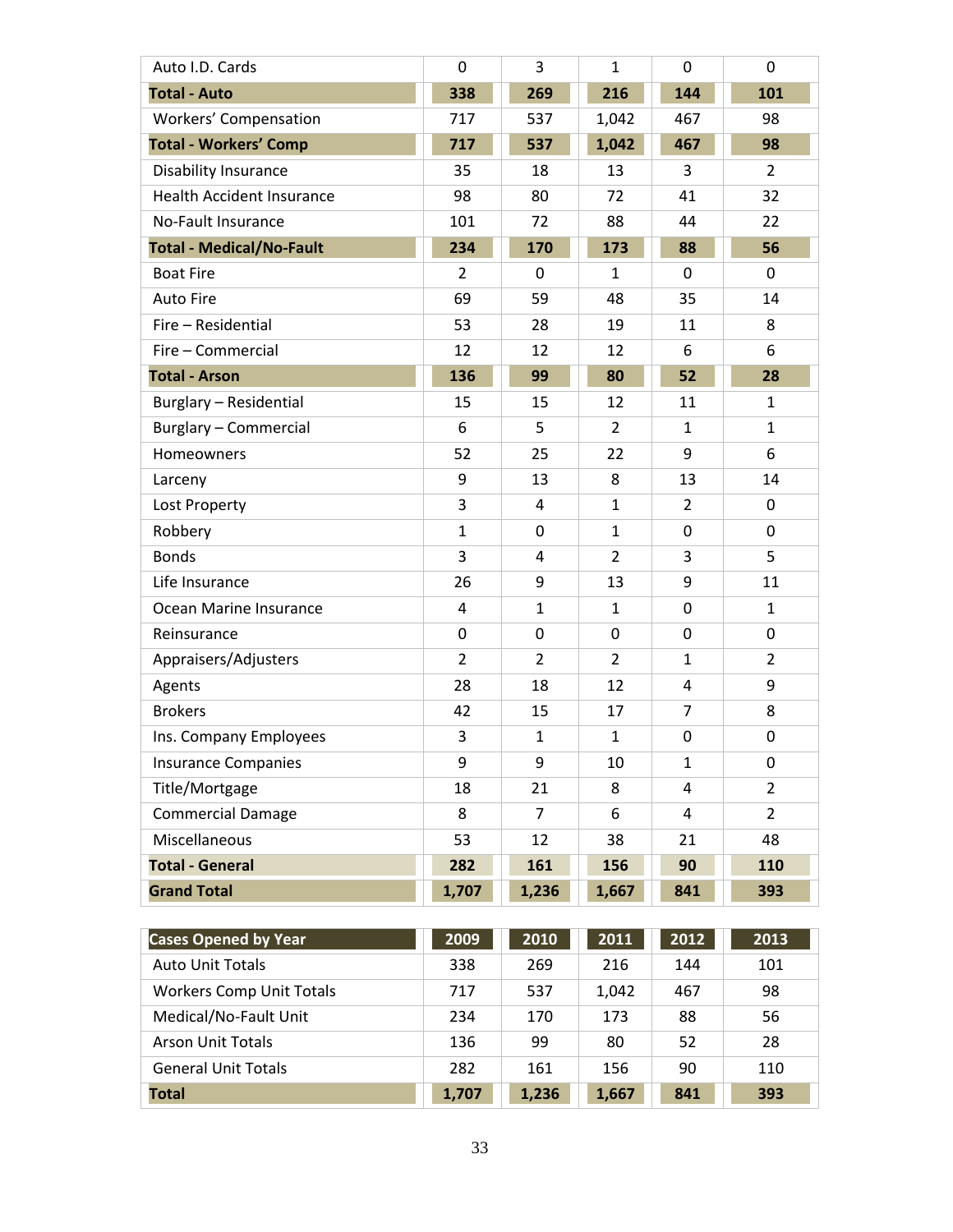| | | | | | |
|---|---|---|---|---|---|
| Auto I.D. Cards | 0 | 3 | 1 | 0 | 0 |
| **Total - Auto** | **338** | **269** | **216** | **144** | **101** |
| Workers' Compensation | 717 | 537 | 1,042 | 467 | 98 |
| **Total - Workers' Comp** | **717** | **537** | **1,042** | **467** | **98** |
| Disability Insurance | 35 | 18 | 13 | 3 | 2 |
| Health Accident Insurance | 98 | 80 | 72 | 41 | 32 |
| No-Fault Insurance | 101 | 72 | 88 | 44 | 22 |
| **Total - Medical/No-Fault** | **234** | **170** | **173** | **88** | **56** |
| Boat Fire | 2 | 0 | 1 | 0 | 0 |
| Auto Fire | 69 | 59 | 48 | 35 | 14 |
| Fire – Residential | 53 | 28 | 19 | 11 | 8 |
| Fire – Commercial | 12 | 12 | 12 | 6 | 6 |
| **Total - Arson** | **136** | **99** | **80** | **52** | **28** |
| Burglary – Residential | 15 | 15 | 12 | 11 | 1 |
| Burglary – Commercial | 6 | 5 | 2 | 1 | 1 |
| Homeowners | 52 | 25 | 22 | 9 | 6 |
| Larceny | 9 | 13 | 8 | 13 | 14 |
| Lost Property | 3 | 4 | 1 | 2 | 0 |
| Robbery | 1 | 0 | 1 | 0 | 0 |
| Bonds | 3 | 4 | 2 | 3 | 5 |
| Life Insurance | 26 | 9 | 13 | 9 | 11 |
| Ocean Marine Insurance | 4 | 1 | 1 | 0 | 1 |
| Reinsurance | 0 | 0 | 0 | 0 | 0 |
| Appraisers/Adjusters | 2 | 2 | 2 | 1 | 2 |
| Agents | 28 | 18 | 12 | 4 | 9 |
| Brokers | 42 | 15 | 17 | 7 | 8 |
| Ins. Company Employees | 3 | 1 | 1 | 0 | 0 |
| Insurance Companies | 9 | 9 | 10 | 1 | 0 |
| Title/Mortgage | 18 | 21 | 8 | 4 | 2 |
| Commercial Damage | 8 | 7 | 6 | 4 | 2 |
| Miscellaneous | 53 | 12 | 38 | 21 | 48 |
| **Total - General** | **282** | **161** | **156** | **90** | **110** |
| **Grand Total** | **1,707** | **1,236** | **1,667** | **841** | **393** |

| Cases Opened by Year | 2009 | 2010 | 2011 | 2012 | 2013 |
|---|---|---|---|---|---|
| Auto Unit Totals | 338 | 269 | 216 | 144 | 101 |
| Workers Comp Unit Totals | 717 | 537 | 1,042 | 467 | 98 |
| Medical/No-Fault Unit | 234 | 170 | 173 | 88 | 56 |
| Arson Unit Totals | 136 | 99 | 80 | 52 | 28 |
| General Unit Totals | 282 | 161 | 156 | 90 | 110 |
| **Total** | **1,707** | **1,236** | **1,667** | **841** | **393** |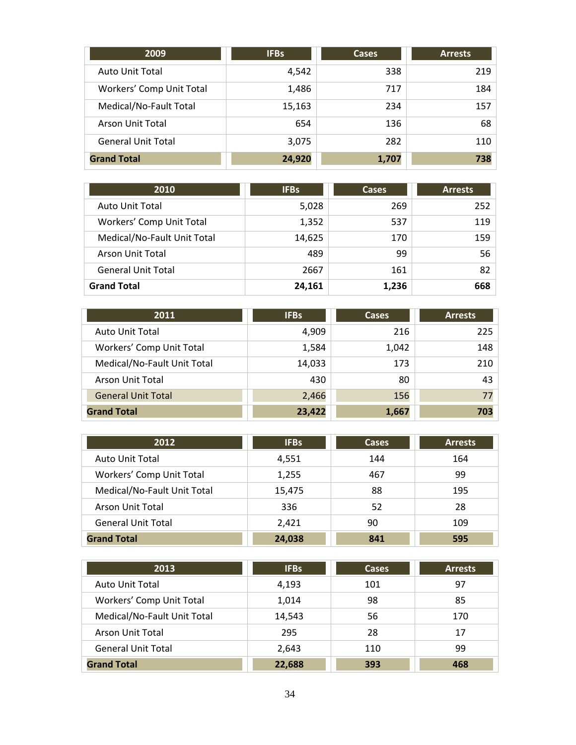| 2009 | IFBs | Cases | Arrests |
|---|---|---|---|
| Auto Unit Total | 4,542 | 338 | 219 |
| Workers' Comp Unit Total | 1,486 | 717 | 184 |
| Medical/No-Fault Total | 15,163 | 234 | 157 |
| Arson Unit Total | 654 | 136 | 68 |
| General Unit Total | 3,075 | 282 | 110 |
| **Grand Total** | **24,920** | **1,707** | **738** |

| 2010 | IFBs | Cases | Arrests |
|---|---|---|---|
| Auto Unit Total | 5,028 | 269 | 252 |
| Workers' Comp Unit Total | 1,352 | 537 | 119 |
| Medical/No-Fault Unit Total | 14,625 | 170 | 159 |
| Arson Unit Total | 489 | 99 | 56 |
| General Unit Total | 2667 | 161 | 82 |
| **Grand Total** | **24,161** | **1,236** | **668** |

| 2011 | IFBs | Cases | Arrests |
|---|---|---|---|
| Auto Unit Total | 4,909 | 216 | 225 |
| Workers' Comp Unit Total | 1,584 | 1,042 | 148 |
| Medical/No-Fault Unit Total | 14,033 | 173 | 210 |
| Arson Unit Total | 430 | 80 | 43 |
| General Unit Total | 2,466 | 156 | 77 |
| **Grand Total** | **23,422** | **1,667** | **703** |

| 2012 | IFBs | Cases | Arrests |
|---|---|---|---|
| Auto Unit Total | 4,551 | 144 | 164 |
| Workers' Comp Unit Total | 1,255 | 467 | 99 |
| Medical/No-Fault Unit Total | 15,475 | 88 | 195 |
| Arson Unit Total | 336 | 52 | 28 |
| General Unit Total | 2,421 | 90 | 109 |
| **Grand Total** | **24,038** | **841** | **595** |

| 2013 | IFBs | Cases | Arrests |
|---|---|---|---|
| Auto Unit Total | 4,193 | 101 | 97 |
| Workers' Comp Unit Total | 1,014 | 98 | 85 |
| Medical/No-Fault Unit Total | 14,543 | 56 | 170 |
| Arson Unit Total | 295 | 28 | 17 |
| General Unit Total | 2,643 | 110 | 99 |
| **Grand Total** | **22,688** | **393** | **468** |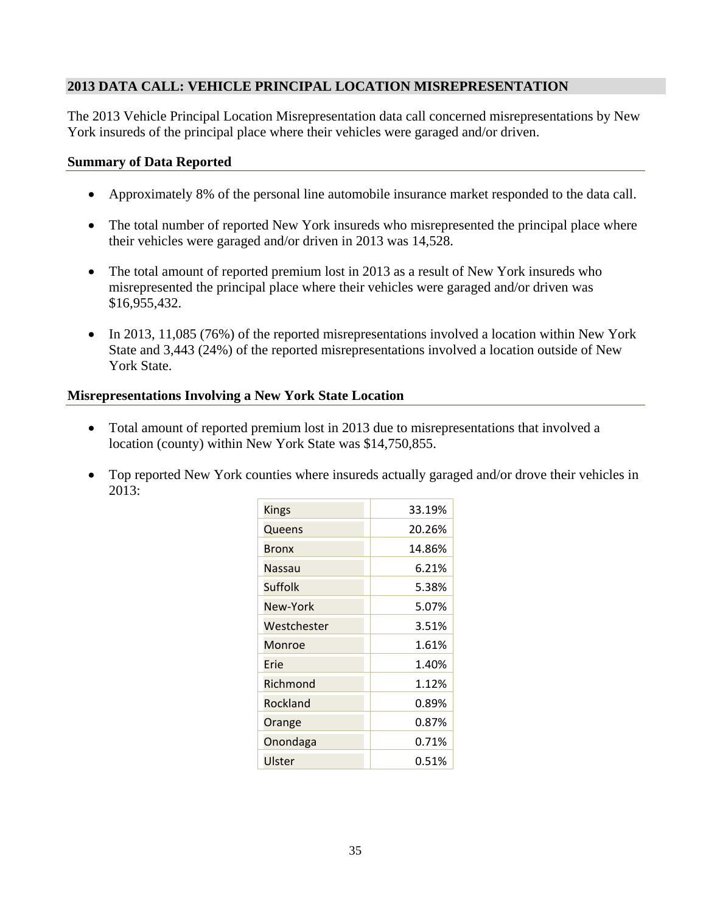## 2013 DATA CALL: VEHICLE PRINCIPAL LOCATION MISREPRESENTATION

The 2013 Vehicle Principal Location Misrepresentation data call concerned misrepresentations by New York insureds of the principal place where their vehicles were garaged and/or driven.

### Summary of Data Reported

- Approximately 8% of the personal line automobile insurance market responded to the data call.
- The total number of reported New York insureds who misrepresented the principal place where their vehicles were garaged and/or driven in 2013 was 14,528.
- The total amount of reported premium lost in 2013 as a result of New York insureds who misrepresented the principal place where their vehicles were garaged and/or driven was $16,955,432.
- In 2013, 11,085 (76%) of the reported misrepresentations involved a location within New York State and 3,443 (24%) of the reported misrepresentations involved a location outside of New York State.

### Misrepresentations Involving a New York State Location

- Total amount of reported premium lost in 2013 due to misrepresentations that involved a location (county) within New York State was $14,750,855.
- Top reported New York counties where insureds actually garaged and/or drove their vehicles in 2013:

| | |
|---|---|
| Kings | 33.19% |
| Queens | 20.26% |
| Bronx | 14.86% |
| Nassau | 6.21% |
| Suffolk | 5.38% |
| New-York | 5.07% |
| Westchester | 3.51% |
| Monroe | 1.61% |
| Erie | 1.40% |
| Richmond | 1.12% |
| Rockland | 0.89% |
| Orange | 0.87% |
| Onondaga | 0.71% |
| Ulster | 0.51% |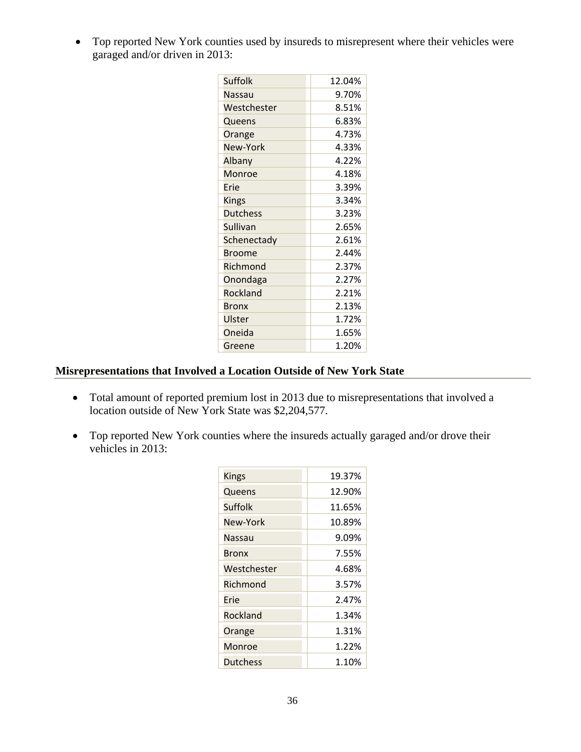- Top reported New York counties used by insureds to misrepresent where their vehicles were garaged and/or driven in 2013:

| County | Percent |
|---|---|
| Suffolk | 12.04% |
| Nassau | 9.70% |
| Westchester | 8.51% |
| Queens | 6.83% |
| Orange | 4.73% |
| New-York | 4.33% |
| Albany | 4.22% |
| Monroe | 4.18% |
| Erie | 3.39% |
| Kings | 3.34% |
| Dutchess | 3.23% |
| Sullivan | 2.65% |
| Schenectady | 2.61% |
| Broome | 2.44% |
| Richmond | 2.37% |
| Onondaga | 2.27% |
| Rockland | 2.21% |
| Bronx | 2.13% |
| Ulster | 1.72% |
| Oneida | 1.65% |
| Greene | 1.20% |

## Misrepresentations that Involved a Location Outside of New York State

- Total amount of reported premium lost in 2013 due to misrepresentations that involved a location outside of New York State was $2,204,577.

- Top reported New York counties where the insureds actually garaged and/or drove their vehicles in 2013:

| County | Percent |
|---|---|
| Kings | 19.37% |
| Queens | 12.90% |
| Suffolk | 11.65% |
| New-York | 10.89% |
| Nassau | 9.09% |
| Bronx | 7.55% |
| Westchester | 4.68% |
| Richmond | 3.57% |
| Erie | 2.47% |
| Rockland | 1.34% |
| Orange | 1.31% |
| Monroe | 1.22% |
| Dutchess | 1.10% |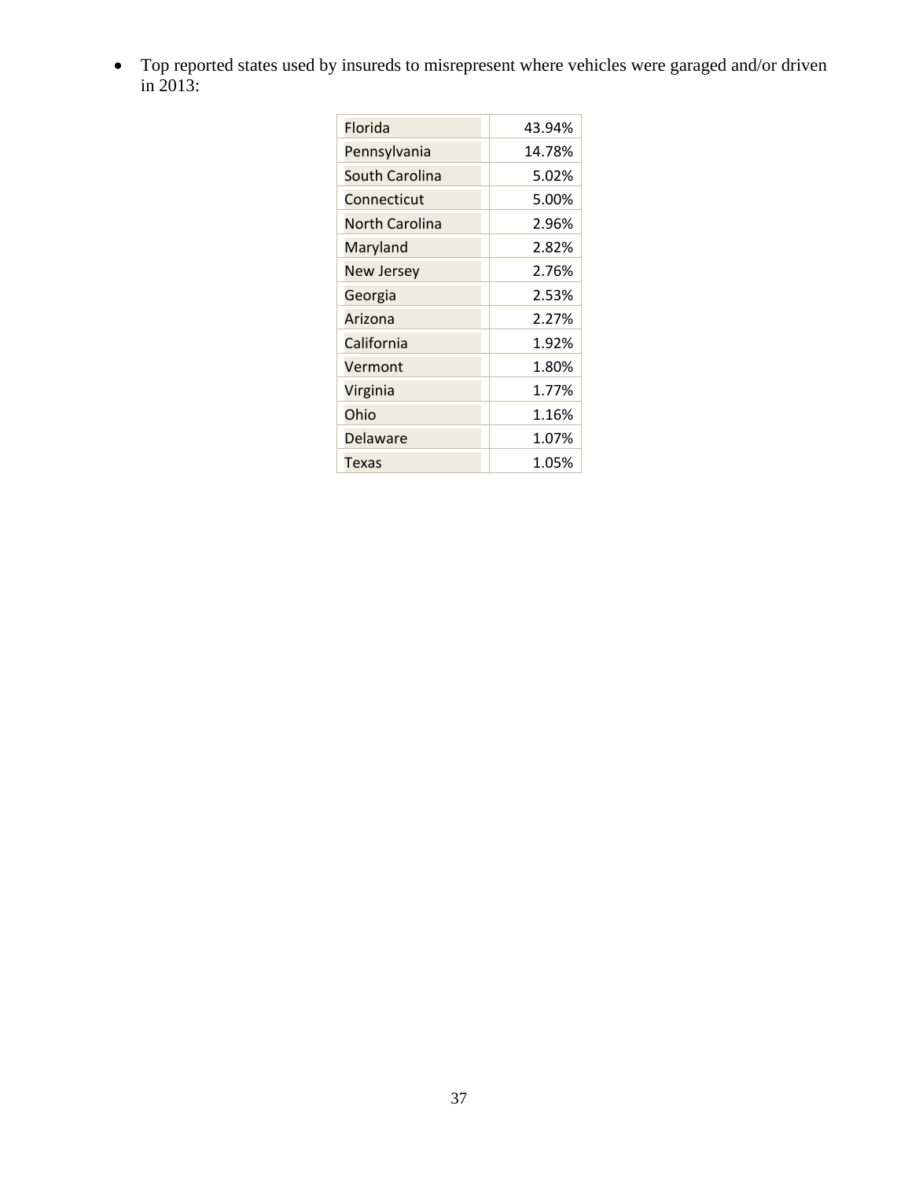- Top reported states used by insureds to misrepresent where vehicles were garaged and/or driven in 2013:

| State | Percentage |
|---|---|
| Florida | 43.94% |
| Pennsylvania | 14.78% |
| South Carolina | 5.02% |
| Connecticut | 5.00% |
| North Carolina | 2.96% |
| Maryland | 2.82% |
| New Jersey | 2.76% |
| Georgia | 2.53% |
| Arizona | 2.27% |
| California | 1.92% |
| Vermont | 1.80% |
| Virginia | 1.77% |
| Ohio | 1.16% |
| Delaware | 1.07% |
| Texas | 1.05% |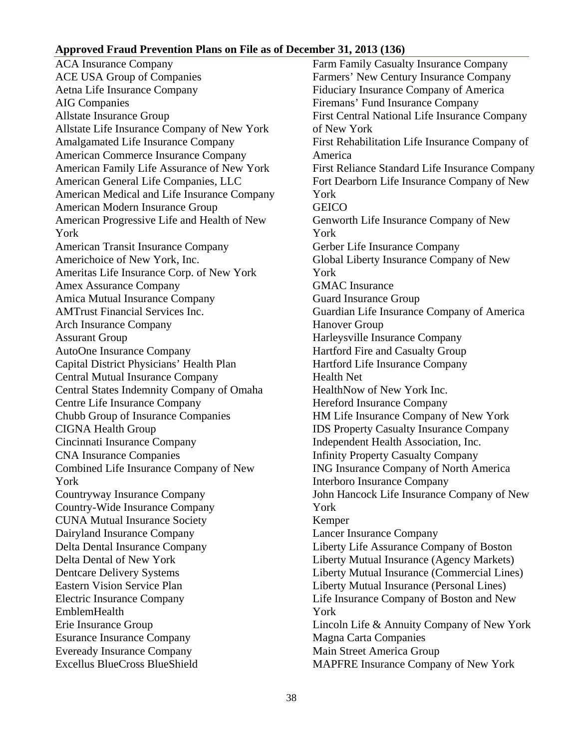**Approved Fraud Prevention Plans on File as of December 31, 2013 (136)**

ACA Insurance Company
ACE USA Group of Companies
Aetna Life Insurance Company
AIG Companies
Allstate Insurance Group
Allstate Life Insurance Company of New York
Amalgamated Life Insurance Company
American Commerce Insurance Company
American Family Life Assurance of New York
American General Life Companies, LLC
American Medical and Life Insurance Company
American Modern Insurance Group
American Progressive Life and Health of New York
American Transit Insurance Company
Americhoice of New York, Inc.
Ameritas Life Insurance Corp. of New York
Amex Assurance Company
Amica Mutual Insurance Company
AMTrust Financial Services Inc.
Arch Insurance Company
Assurant Group
AutoOne Insurance Company
Capital District Physicians' Health Plan
Central Mutual Insurance Company
Central States Indemnity Company of Omaha
Centre Life Insurance Company
Chubb Group of Insurance Companies
CIGNA Health Group
Cincinnati Insurance Company
CNA Insurance Companies
Combined Life Insurance Company of New York
Countryway Insurance Company
Country-Wide Insurance Company
CUNA Mutual Insurance Society
Dairyland Insurance Company
Delta Dental Insurance Company
Delta Dental of New York
Dentcare Delivery Systems
Eastern Vision Service Plan
Electric Insurance Company
EmblemHealth
Erie Insurance Group
Esurance Insurance Company
Eveready Insurance Company
Excellus BlueCross BlueShield
Farm Family Casualty Insurance Company
Farmers' New Century Insurance Company
Fiduciary Insurance Company of America
Firemans' Fund Insurance Company
First Central National Life Insurance Company of New York
First Rehabilitation Life Insurance Company of America
First Reliance Standard Life Insurance Company
Fort Dearborn Life Insurance Company of New York
GEICO
Genworth Life Insurance Company of New York
Gerber Life Insurance Company
Global Liberty Insurance Company of New York
GMAC Insurance
Guard Insurance Group
Guardian Life Insurance Company of America
Hanover Group
Harleysville Insurance Company
Hartford Fire and Casualty Group
Hartford Life Insurance Company
Health Net
HealthNow of New York Inc.
Hereford Insurance Company
HM Life Insurance Company of New York
IDS Property Casualty Insurance Company
Independent Health Association, Inc.
Infinity Property Casualty Company
ING Insurance Company of North America
Interboro Insurance Company
John Hancock Life Insurance Company of New York
Kemper
Lancer Insurance Company
Liberty Life Assurance Company of Boston
Liberty Mutual Insurance (Agency Markets)
Liberty Mutual Insurance (Commercial Lines)
Liberty Mutual Insurance (Personal Lines)
Life Insurance Company of Boston and New York
Lincoln Life & Annuity Company of New York
Magna Carta Companies
Main Street America Group
MAPFRE Insurance Company of New York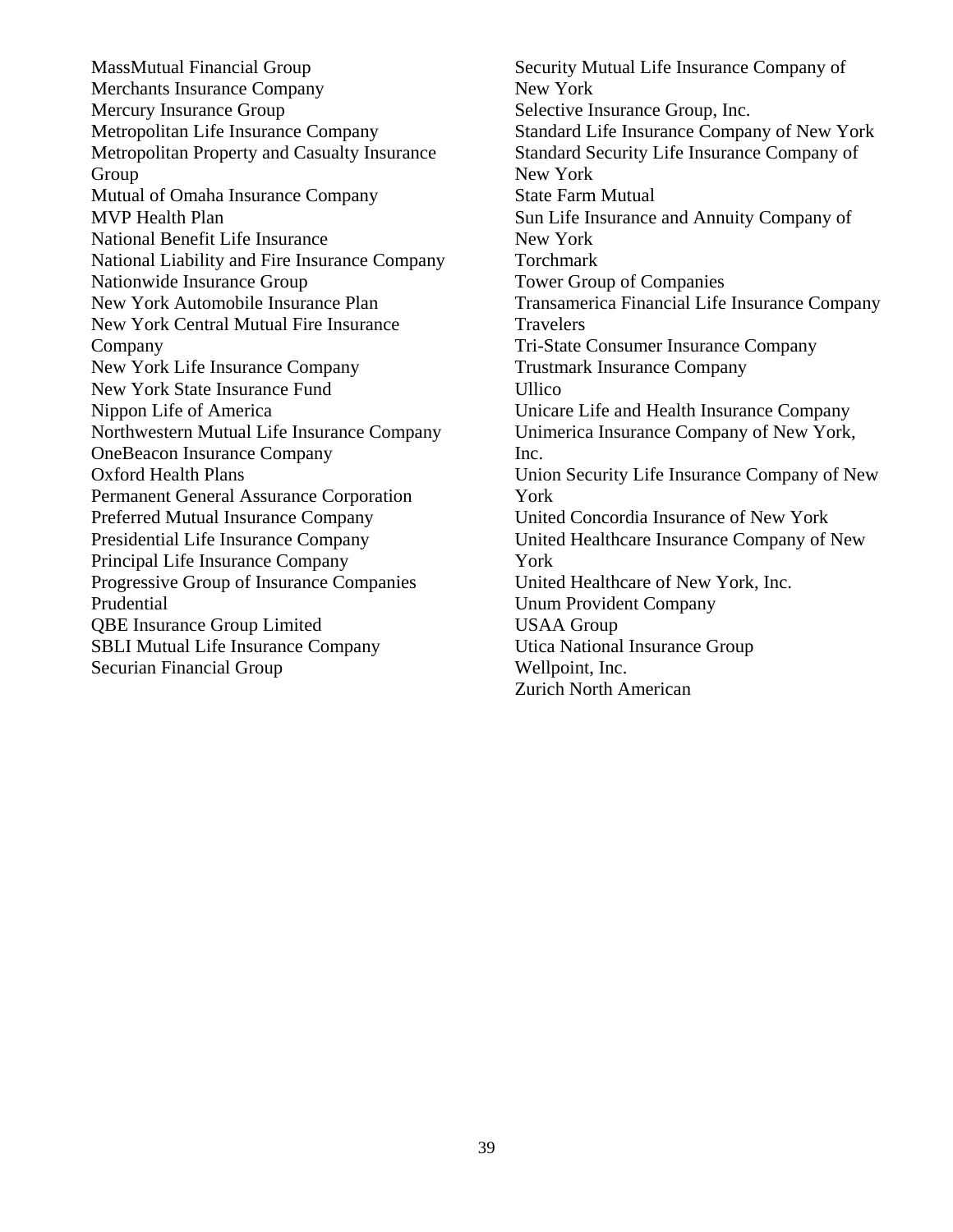MassMutual Financial Group
Merchants Insurance Company
Mercury Insurance Group
Metropolitan Life Insurance Company
Metropolitan Property and Casualty Insurance Group
Mutual of Omaha Insurance Company
MVP Health Plan
National Benefit Life Insurance
National Liability and Fire Insurance Company
Nationwide Insurance Group
New York Automobile Insurance Plan
New York Central Mutual Fire Insurance Company
New York Life Insurance Company
New York State Insurance Fund
Nippon Life of America
Northwestern Mutual Life Insurance Company
OneBeacon Insurance Company
Oxford Health Plans
Permanent General Assurance Corporation
Preferred Mutual Insurance Company
Presidential Life Insurance Company
Principal Life Insurance Company
Progressive Group of Insurance Companies
Prudential
QBE Insurance Group Limited
SBLI Mutual Life Insurance Company
Securian Financial Group
Security Mutual Life Insurance Company of New York
Selective Insurance Group, Inc.
Standard Life Insurance Company of New York
Standard Security Life Insurance Company of New York
State Farm Mutual
Sun Life Insurance and Annuity Company of New York
Torchmark
Tower Group of Companies
Transamerica Financial Life Insurance Company
Travelers
Tri-State Consumer Insurance Company
Trustmark Insurance Company
Ullico
Unicare Life and Health Insurance Company
Unimerica Insurance Company of New York, Inc.
Union Security Life Insurance Company of New York
United Concordia Insurance of New York
United Healthcare Insurance Company of New York
United Healthcare of New York, Inc.
Unum Provident Company
USAA Group
Utica National Insurance Group
Wellpoint, Inc.
Zurich North American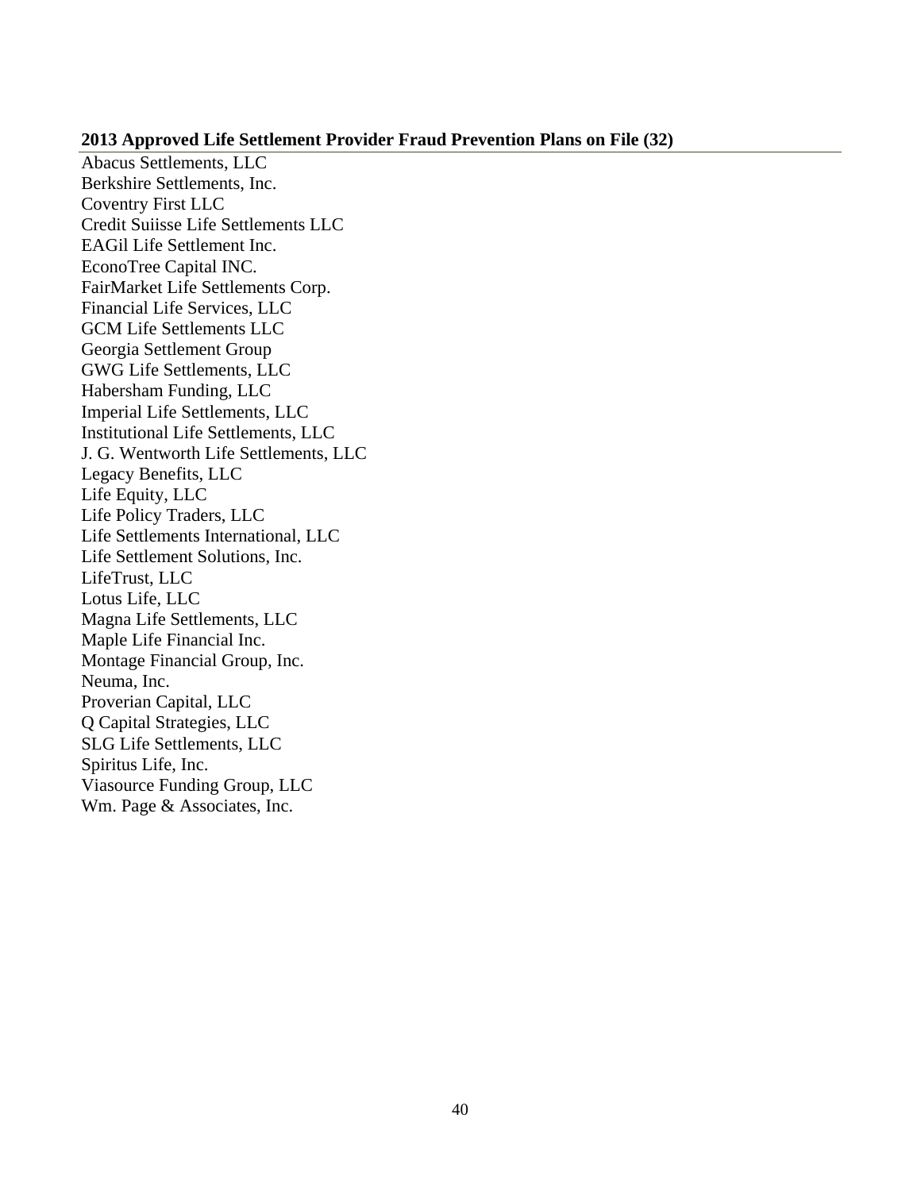**2013 Approved Life Settlement Provider Fraud Prevention Plans on File (32)**

Abacus Settlements, LLC
Berkshire Settlements, Inc.
Coventry First LLC
Credit Suiisse Life Settlements LLC
EAGil Life Settlement Inc.
EconoTree Capital INC.
FairMarket Life Settlements Corp.
Financial Life Services, LLC
GCM Life Settlements LLC
Georgia Settlement Group
GWG Life Settlements, LLC
Habersham Funding, LLC
Imperial Life Settlements, LLC
Institutional Life Settlements, LLC
J. G. Wentworth Life Settlements, LLC
Legacy Benefits, LLC
Life Equity, LLC
Life Policy Traders, LLC
Life Settlements International, LLC
Life Settlement Solutions, Inc.
LifeTrust, LLC
Lotus Life, LLC
Magna Life Settlements, LLC
Maple Life Financial Inc.
Montage Financial Group, Inc.
Neuma, Inc.
Proverian Capital, LLC
Q Capital Strategies, LLC
SLG Life Settlements, LLC
Spiritus Life, Inc.
Viasource Funding Group, LLC
Wm. Page & Associates, Inc.